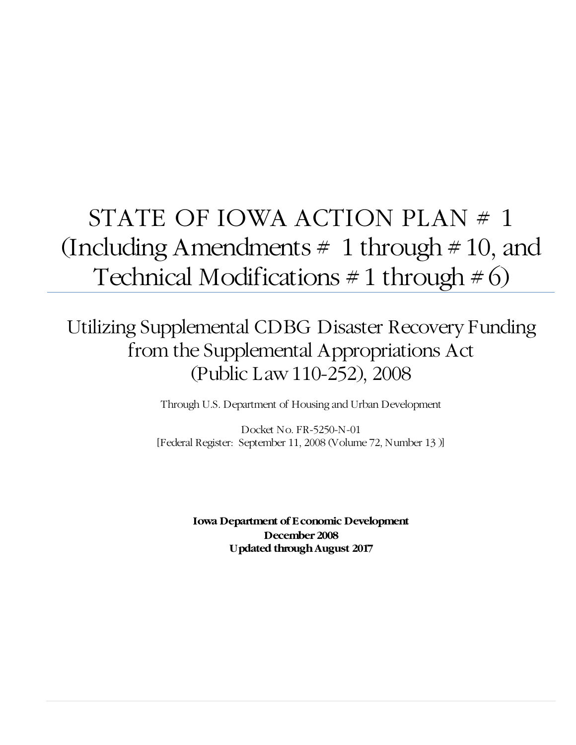# STATE OF IOWA ACTION PLAN # 1 (Including Amendments # 1 through # 10, and Technical Modifications # 1 through # 6)

## Utilizing Supplemental CDBG Disaster Recovery Funding from the Supplemental Appropriations Act (Public Law 110-252), 2008

Through U.S. Department of Housing and Urban Development

Docket No. FR-5250-N-01
[Federal Register: September 11, 2008 (Volume 72, Number 13 )]

**Iowa Department of Economic Development**
**December 2008**
**Updated through August 2017**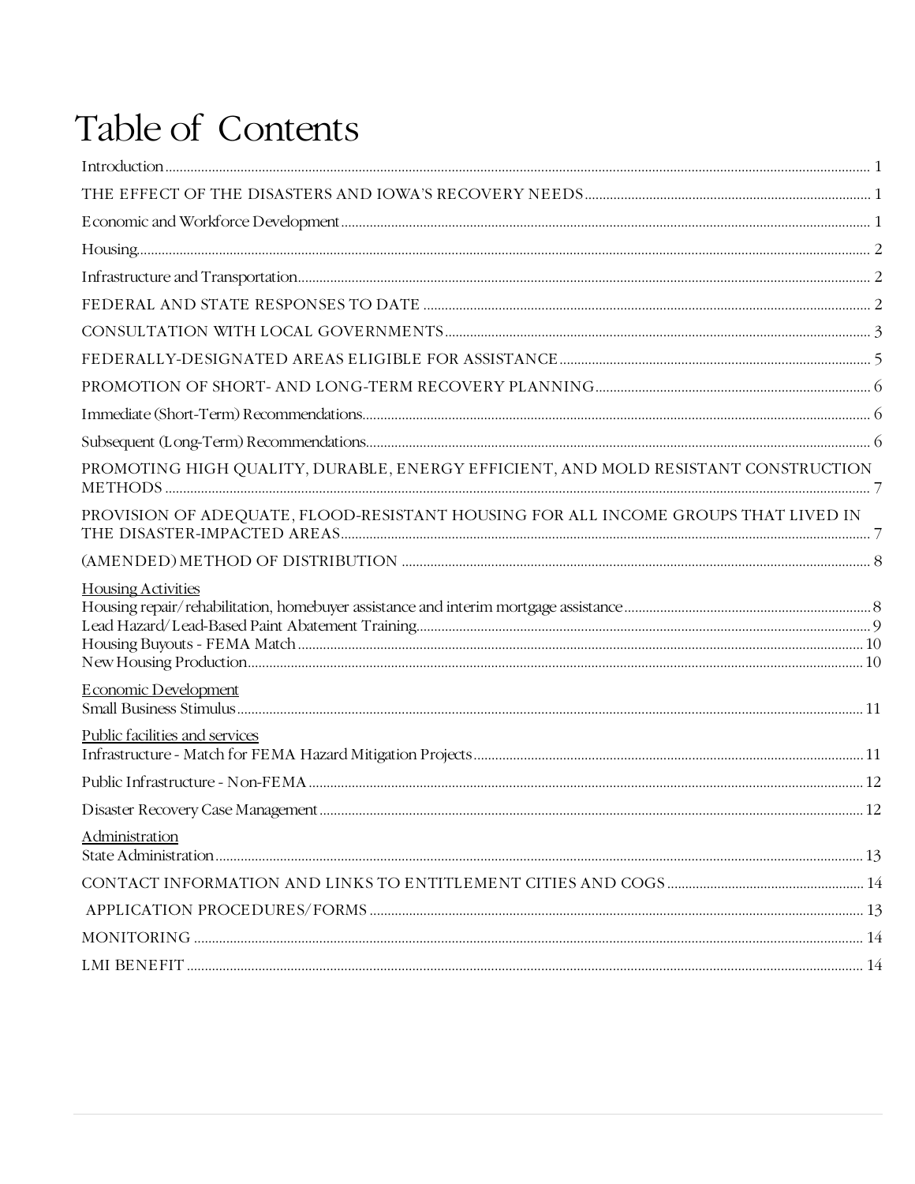# Table of Contents

Introduction ..... 1

THE EFFECT OF THE DISASTERS AND IOWA'S RECOVERY NEEDS ..... 1

Economic and Workforce Development ..... 1

Housing ..... 2

Infrastructure and Transportation ..... 2

FEDERAL AND STATE RESPONSES TO DATE ..... 2

CONSULTATION WITH LOCAL GOVERNMENTS ..... 3

FEDERALLY-DESIGNATED AREAS ELIGIBLE FOR ASSISTANCE ..... 5

PROMOTION OF SHORT- AND LONG-TERM RECOVERY PLANNING ..... 6

Immediate (Short-Term) Recommendations ..... 6

Subsequent (Long-Term) Recommendations ..... 6

PROMOTING HIGH QUALITY, DURABLE, ENERGY EFFICIENT, AND MOLD RESISTANT CONSTRUCTION METHODS ..... 7

PROVISION OF ADEQUATE, FLOOD-RESISTANT HOUSING FOR ALL INCOME GROUPS THAT LIVED IN THE DISASTER-IMPACTED AREAS ..... 7

(AMENDED) METHOD OF DISTRIBUTION ..... 8

Housing Activities
Housing repair/rehabilitation, homebuyer assistance and interim mortgage assistance ..... 8
Lead Hazard/Lead-Based Paint Abatement Training ..... 9
Housing Buyouts - FEMA Match ..... 10
New Housing Production ..... 10

Economic Development
Small Business Stimulus ..... 11

Public facilities and services
Infrastructure - Match for FEMA Hazard Mitigation Projects ..... 11

Public Infrastructure - Non-FEMA ..... 12

Disaster Recovery Case Management ..... 12

Administration
State Administration ..... 13

CONTACT INFORMATION AND LINKS TO ENTITLEMENT CITIES AND COGS ..... 14

APPLICATION PROCEDURES/FORMS ..... 13

MONITORING ..... 14

LMI BENEFIT ..... 14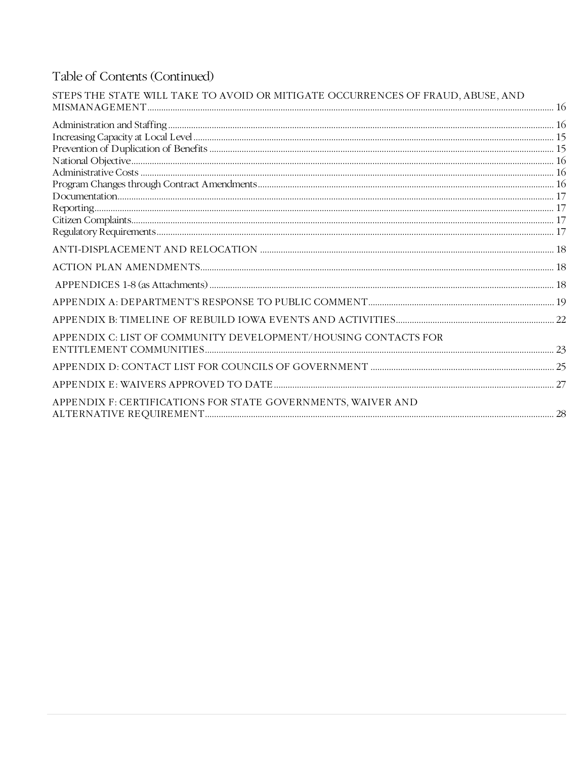## Table of Contents (Continued)

STEPS THE STATE WILL TAKE TO AVOID OR MITIGATE OCCURRENCES OF FRAUD, ABUSE, AND MISMANAGEMENT ..... 16

Administration and Staffing ..... 16
Increasing Capacity at Local Level ..... 15
Prevention of Duplication of Benefits ..... 15
National Objective ..... 16
Administrative Costs ..... 16
Program Changes through Contract Amendments ..... 16
Documentation ..... 17
Reporting ..... 17
Citizen Complaints ..... 17
Regulatory Requirements ..... 17

ANTI-DISPLACEMENT AND RELOCATION ..... 18

ACTION PLAN AMENDMENTS ..... 18

APPENDICES 1-8 (as Attachments) ..... 18

APPENDIX A: DEPARTMENT'S RESPONSE TO PUBLIC COMMENT ..... 19

APPENDIX B: TIMELINE OF REBUILD IOWA EVENTS AND ACTIVITIES ..... 22

APPENDIX C: LIST OF COMMUNITY DEVELOPMENT/HOUSING CONTACTS FOR ENTITLEMENT COMMUNITIES ..... 23

APPENDIX D: CONTACT LIST FOR COUNCILS OF GOVERNMENT ..... 25

APPENDIX E: WAIVERS APPROVED TO DATE ..... 27

APPENDIX F: CERTIFICATIONS FOR STATE GOVERNMENTS, WAIVER AND ALTERNATIVE REQUIREMENT ..... 28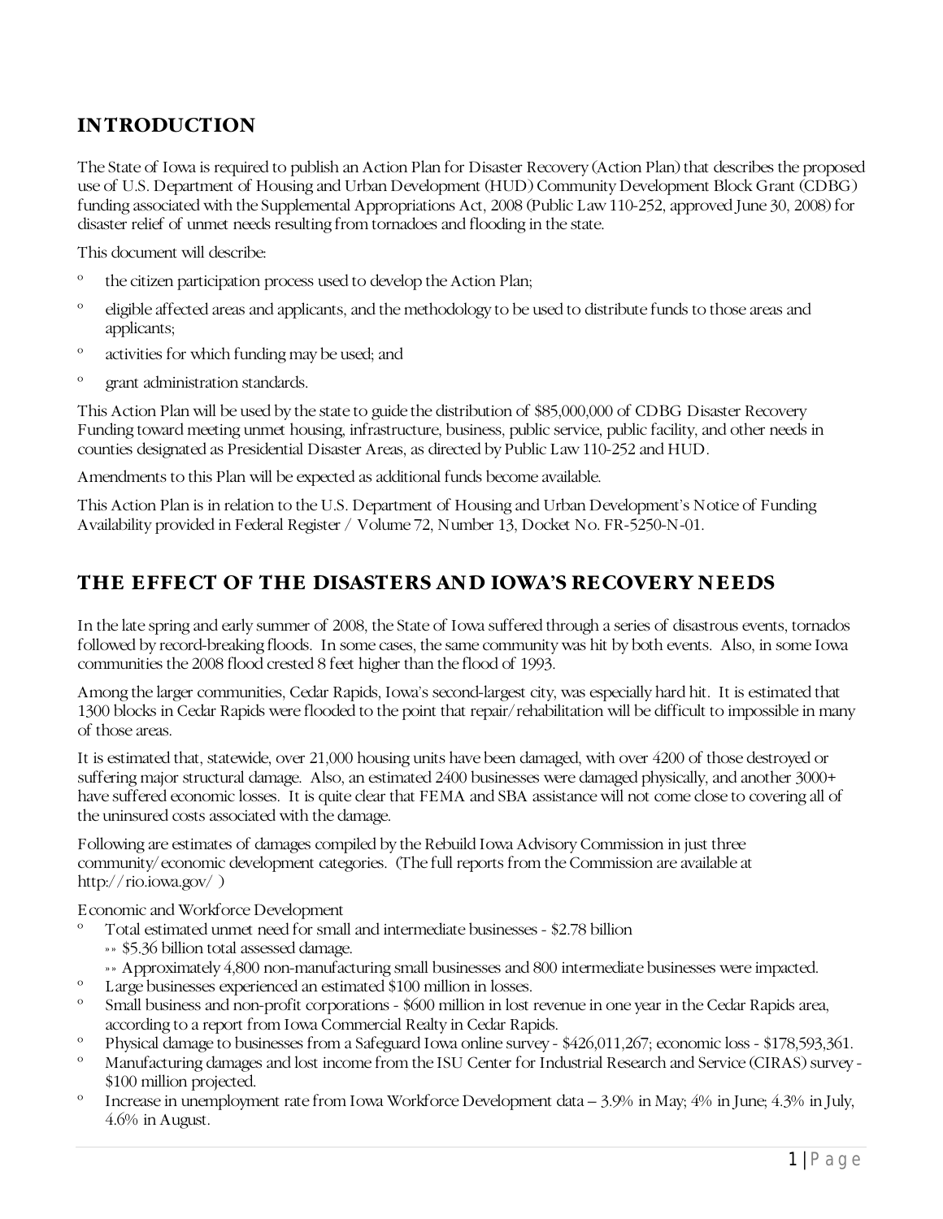## INTRODUCTION

The State of Iowa is required to publish an Action Plan for Disaster Recovery (Action Plan) that describes the proposed use of U.S. Department of Housing and Urban Development (HUD) Community Development Block Grant (CDBG) funding associated with the Supplemental Appropriations Act, 2008 (Public Law 110-252, approved June 30, 2008) for disaster relief of unmet needs resulting from tornadoes and flooding in the state.

This document will describe:

- the citizen participation process used to develop the Action Plan;
- eligible affected areas and applicants, and the methodology to be used to distribute funds to those areas and applicants;
- activities for which funding may be used; and
- grant administration standards.

This Action Plan will be used by the state to guide the distribution of $85,000,000 of CDBG Disaster Recovery Funding toward meeting unmet housing, infrastructure, business, public service, public facility, and other needs in counties designated as Presidential Disaster Areas, as directed by Public Law 110-252 and HUD.

Amendments to this Plan will be expected as additional funds become available.

This Action Plan is in relation to the U.S. Department of Housing and Urban Development's Notice of Funding Availability provided in Federal Register / Volume 72, Number 13, Docket No. FR-5250-N-01.

## THE EFFECT OF THE DISASTERS AND IOWA'S RECOVERY NEEDS

In the late spring and early summer of 2008, the State of Iowa suffered through a series of disastrous events, tornados followed by record-breaking floods. In some cases, the same community was hit by both events. Also, in some Iowa communities the 2008 flood crested 8 feet higher than the flood of 1993.

Among the larger communities, Cedar Rapids, Iowa's second-largest city, was especially hard hit. It is estimated that 1300 blocks in Cedar Rapids were flooded to the point that repair/rehabilitation will be difficult to impossible in many of those areas.

It is estimated that, statewide, over 21,000 housing units have been damaged, with over 4200 of those destroyed or suffering major structural damage. Also, an estimated 2400 businesses were damaged physically, and another 3000+ have suffered economic losses. It is quite clear that FEMA and SBA assistance will not come close to covering all of the uninsured costs associated with the damage.

Following are estimates of damages compiled by the Rebuild Iowa Advisory Commission in just three community/economic development categories. (The full reports from the Commission are available at http://rio.iowa.gov/ )

Economic and Workforce Development

- Total estimated unmet need for small and intermediate businesses - $2.78 billion
  - $5.36 billion total assessed damage.
  - Approximately 4,800 non-manufacturing small businesses and 800 intermediate businesses were impacted.
- Large businesses experienced an estimated $100 million in losses.
- Small business and non-profit corporations - $600 million in lost revenue in one year in the Cedar Rapids area, according to a report from Iowa Commercial Realty in Cedar Rapids.
- Physical damage to businesses from a Safeguard Iowa online survey - $426,011,267; economic loss - $178,593,361.
- Manufacturing damages and lost income from the ISU Center for Industrial Research and Service (CIRAS) survey - $100 million projected.
- Increase in unemployment rate from Iowa Workforce Development data – 3.9% in May; 4% in June; 4.3% in July, 4.6% in August.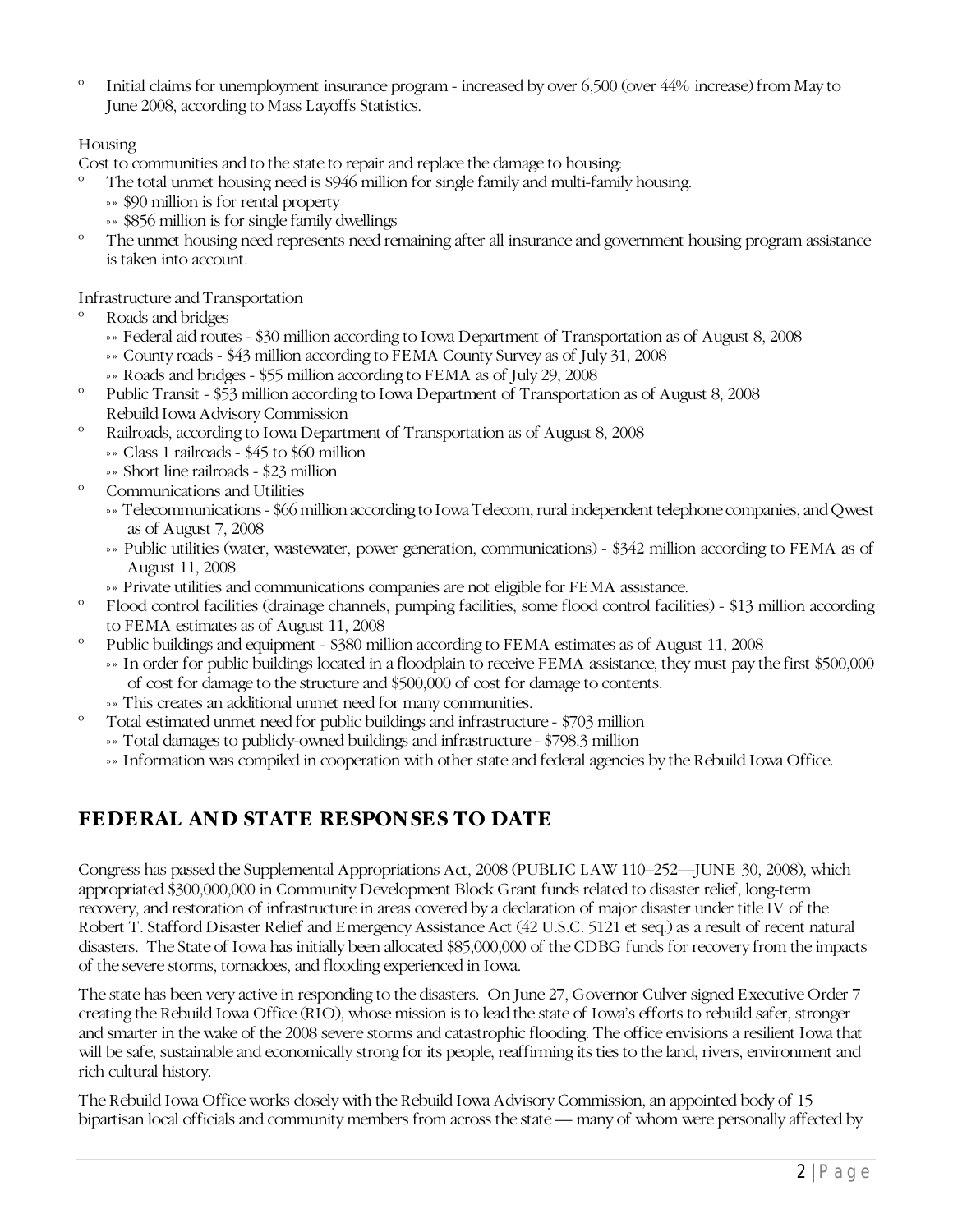- Initial claims for unemployment insurance program - increased by over 6,500 (over 44% increase) from May to June 2008, according to Mass Layoffs Statistics.

Housing

Cost to communities and to the state to repair and replace the damage to housing:

- The total unmet housing need is $946 million for single family and multi-family housing.
  - $90 million is for rental property
  - $856 million is for single family dwellings
- The unmet housing need represents need remaining after all insurance and government housing program assistance is taken into account.

Infrastructure and Transportation

- Roads and bridges
  - Federal aid routes - $30 million according to Iowa Department of Transportation as of August 8, 2008
  - County roads - $43 million according to FEMA County Survey as of July 31, 2008
  - Roads and bridges - $55 million according to FEMA as of July 29, 2008
- Public Transit - $53 million according to Iowa Department of Transportation as of August 8, 2008
  Rebuild Iowa Advisory Commission
- Railroads, according to Iowa Department of Transportation as of August 8, 2008
  - Class 1 railroads - $45 to $60 million
  - Short line railroads - $23 million
- Communications and Utilities
  - Telecommunications - $66 million according to Iowa Telecom, rural independent telephone companies, and Qwest as of August 7, 2008
  - Public utilities (water, wastewater, power generation, communications) - $342 million according to FEMA as of August 11, 2008
  - Private utilities and communications companies are not eligible for FEMA assistance.
- Flood control facilities (drainage channels, pumping facilities, some flood control facilities) - $13 million according to FEMA estimates as of August 11, 2008
- Public buildings and equipment - $380 million according to FEMA estimates as of August 11, 2008
  - In order for public buildings located in a floodplain to receive FEMA assistance, they must pay the first $500,000 of cost for damage to the structure and $500,000 of cost for damage to contents.
  - This creates an additional unmet need for many communities.
- Total estimated unmet need for public buildings and infrastructure - $703 million
  - Total damages to publicly-owned buildings and infrastructure - $798.3 million
  - Information was compiled in cooperation with other state and federal agencies by the Rebuild Iowa Office.

## FEDERAL AND STATE RESPONSES TO DATE

Congress has passed the Supplemental Appropriations Act, 2008 (PUBLIC LAW 110–252—JUNE 30, 2008), which appropriated $300,000,000 in Community Development Block Grant funds related to disaster relief, long-term recovery, and restoration of infrastructure in areas covered by a declaration of major disaster under title IV of the Robert T. Stafford Disaster Relief and Emergency Assistance Act (42 U.S.C. 5121 et seq.) as a result of recent natural disasters. The State of Iowa has initially been allocated $85,000,000 of the CDBG funds for recovery from the impacts of the severe storms, tornadoes, and flooding experienced in Iowa.

The state has been very active in responding to the disasters. On June 27, Governor Culver signed Executive Order 7 creating the Rebuild Iowa Office (RIO), whose mission is to lead the state of Iowa's efforts to rebuild safer, stronger and smarter in the wake of the 2008 severe storms and catastrophic flooding. The office envisions a resilient Iowa that will be safe, sustainable and economically strong for its people, reaffirming its ties to the land, rivers, environment and rich cultural history.

The Rebuild Iowa Office works closely with the Rebuild Iowa Advisory Commission, an appointed body of 15 bipartisan local officials and community members from across the state — many of whom were personally affected by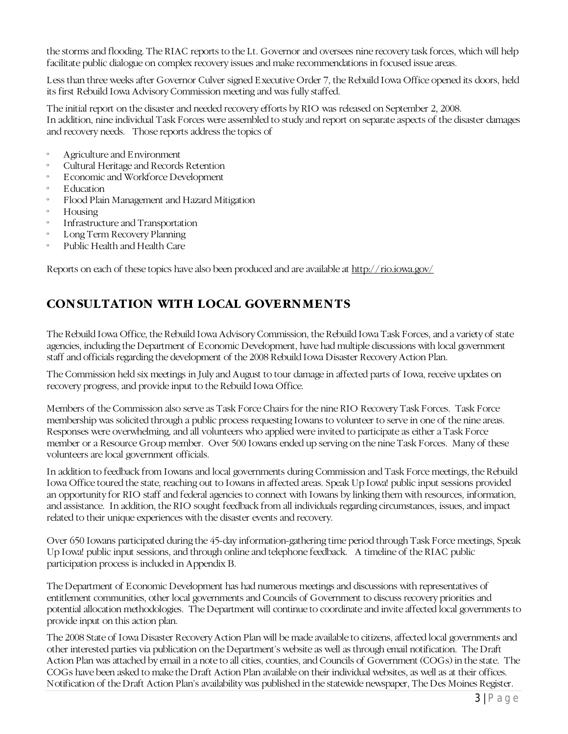the storms and flooding. The RIAC reports to the Lt. Governor and oversees nine recovery task forces, which will help facilitate public dialogue on complex recovery issues and make recommendations in focused issue areas.

Less than three weeks after Governor Culver signed Executive Order 7, the Rebuild Iowa Office opened its doors, held its first Rebuild Iowa Advisory Commission meeting and was fully staffed.

The initial report on the disaster and needed recovery efforts by RIO was released on September 2, 2008. In addition, nine individual Task Forces were assembled to study and report on separate aspects of the disaster damages and recovery needs. Those reports address the topics of

- Agriculture and Environment
- Cultural Heritage and Records Retention
- Economic and Workforce Development
- Education
- Flood Plain Management and Hazard Mitigation
- Housing
- Infrastructure and Transportation
- Long Term Recovery Planning
- Public Health and Health Care

Reports on each of these topics have also been produced and are available at http://rio.iowa.gov/

## CONSULTATION WITH LOCAL GOVERNMENTS

The Rebuild Iowa Office, the Rebuild Iowa Advisory Commission, the Rebuild Iowa Task Forces, and a variety of state agencies, including the Department of Economic Development, have had multiple discussions with local government staff and officials regarding the development of the 2008 Rebuild Iowa Disaster Recovery Action Plan.

The Commission held six meetings in July and August to tour damage in affected parts of Iowa, receive updates on recovery progress, and provide input to the Rebuild Iowa Office.

Members of the Commission also serve as Task Force Chairs for the nine RIO Recovery Task Forces. Task Force membership was solicited through a public process requesting Iowans to volunteer to serve in one of the nine areas. Responses were overwhelming, and all volunteers who applied were invited to participate as either a Task Force member or a Resource Group member. Over 500 Iowans ended up serving on the nine Task Forces. Many of these volunteers are local government officials.

In addition to feedback from Iowans and local governments during Commission and Task Force meetings, the Rebuild Iowa Office toured the state, reaching out to Iowans in affected areas. Speak Up Iowa! public input sessions provided an opportunity for RIO staff and federal agencies to connect with Iowans by linking them with resources, information, and assistance. In addition, the RIO sought feedback from all individuals regarding circumstances, issues, and impact related to their unique experiences with the disaster events and recovery.

Over 650 Iowans participated during the 45-day information-gathering time period through Task Force meetings, Speak Up Iowa! public input sessions, and through online and telephone feedback. A timeline of the RIAC public participation process is included in Appendix B.

The Department of Economic Development has had numerous meetings and discussions with representatives of entitlement communities, other local governments and Councils of Government to discuss recovery priorities and potential allocation methodologies. The Department will continue to coordinate and invite affected local governments to provide input on this action plan.

The 2008 State of Iowa Disaster Recovery Action Plan will be made available to citizens, affected local governments and other interested parties via publication on the Department's website as well as through email notification. The Draft Action Plan was attached by email in a note to all cities, counties, and Councils of Government (COGs) in the state. The COGs have been asked to make the Draft Action Plan available on their individual websites, as well as at their offices. Notification of the Draft Action Plan's availability was published in the statewide newspaper, The Des Moines Register.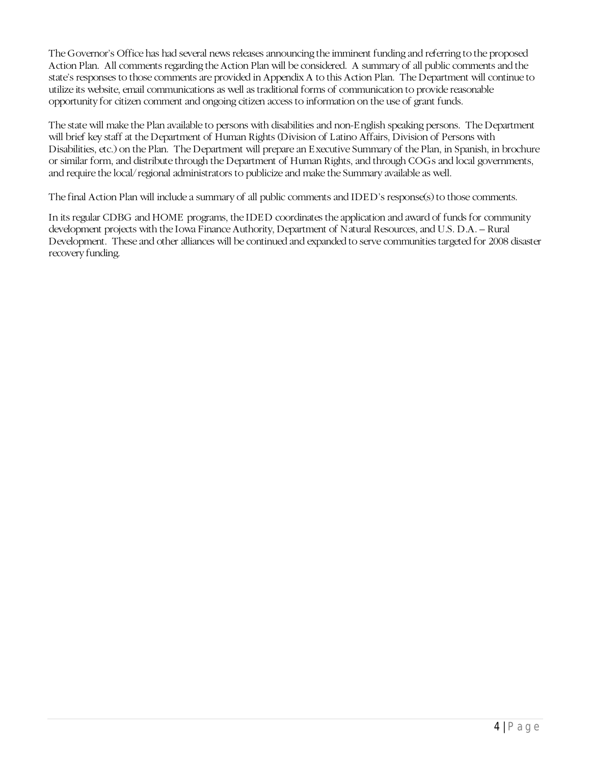The Governor's Office has had several news releases announcing the imminent funding and referring to the proposed Action Plan. All comments regarding the Action Plan will be considered. A summary of all public comments and the state's responses to those comments are provided in Appendix A to this Action Plan. The Department will continue to utilize its website, email communications as well as traditional forms of communication to provide reasonable opportunity for citizen comment and ongoing citizen access to information on the use of grant funds.

The state will make the Plan available to persons with disabilities and non-English speaking persons. The Department will brief key staff at the Department of Human Rights (Division of Latino Affairs, Division of Persons with Disabilities, etc.) on the Plan. The Department will prepare an Executive Summary of the Plan, in Spanish, in brochure or similar form, and distribute through the Department of Human Rights, and through COGs and local governments, and require the local/regional administrators to publicize and make the Summary available as well.

The final Action Plan will include a summary of all public comments and IDED's response(s) to those comments.

In its regular CDBG and HOME programs, the IDED coordinates the application and award of funds for community development projects with the Iowa Finance Authority, Department of Natural Resources, and U.S. D.A. – Rural Development. These and other alliances will be continued and expanded to serve communities targeted for 2008 disaster recovery funding.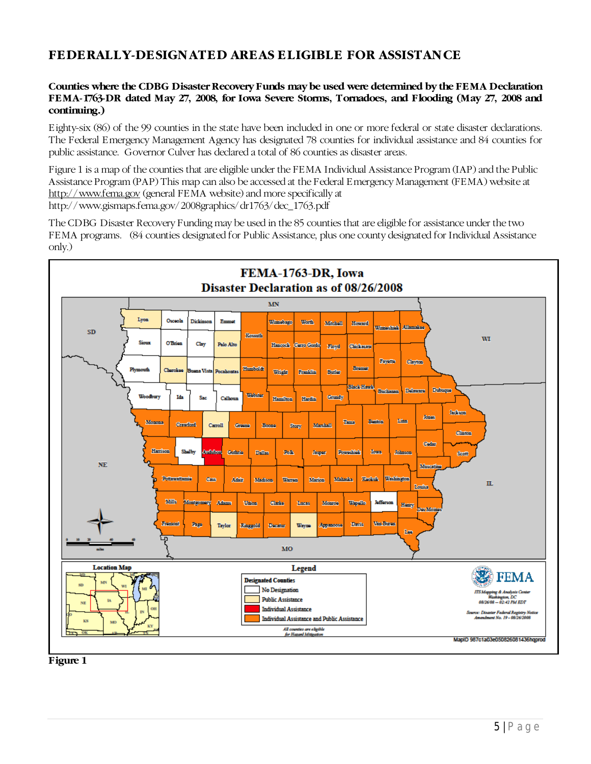# FEDERALLY-DESIGNATED AREAS ELIGIBLE FOR ASSISTANCE

**Counties where the CDBG Disaster Recovery Funds may be used were determined by the FEMA Declaration FEMA-1763-DR dated May 27, 2008, for Iowa Severe Storms, Tornadoes, and Flooding (May 27, 2008 and continuing.)**

Eighty-six (86) of the 99 counties in the state have been included in one or more federal or state disaster declarations. The Federal Emergency Management Agency has designated 78 counties for individual assistance and 84 counties for public assistance. Governor Culver has declared a total of 86 counties as disaster areas.

Figure 1 is a map of the counties that are eligible under the FEMA Individual Assistance Program (IAP) and the Public Assistance Program (PAP) This map can also be accessed at the Federal Emergency Management (FEMA) website at http://www.fema.gov (general FEMA website) and more specifically at http://www.gismaps.fema.gov/2008graphics/dr1763/dec_1763.pdf

The CDBG Disaster Recovery Funding may be used in the 85 counties that are eligible for assistance under the two FEMA programs. (84 counties designated for Public Assistance, plus one county designated for Individual Assistance only.)

**FEMA-1763-DR, Iowa**
**Disaster Declaration as of 08/26/2008**

Legend — Designated Counties: No Designation; Public Assistance; Individual Assistance; Individual Assistance and Public Assistance. All counties are eligible for Hazard Mitigation.

**Figure 1**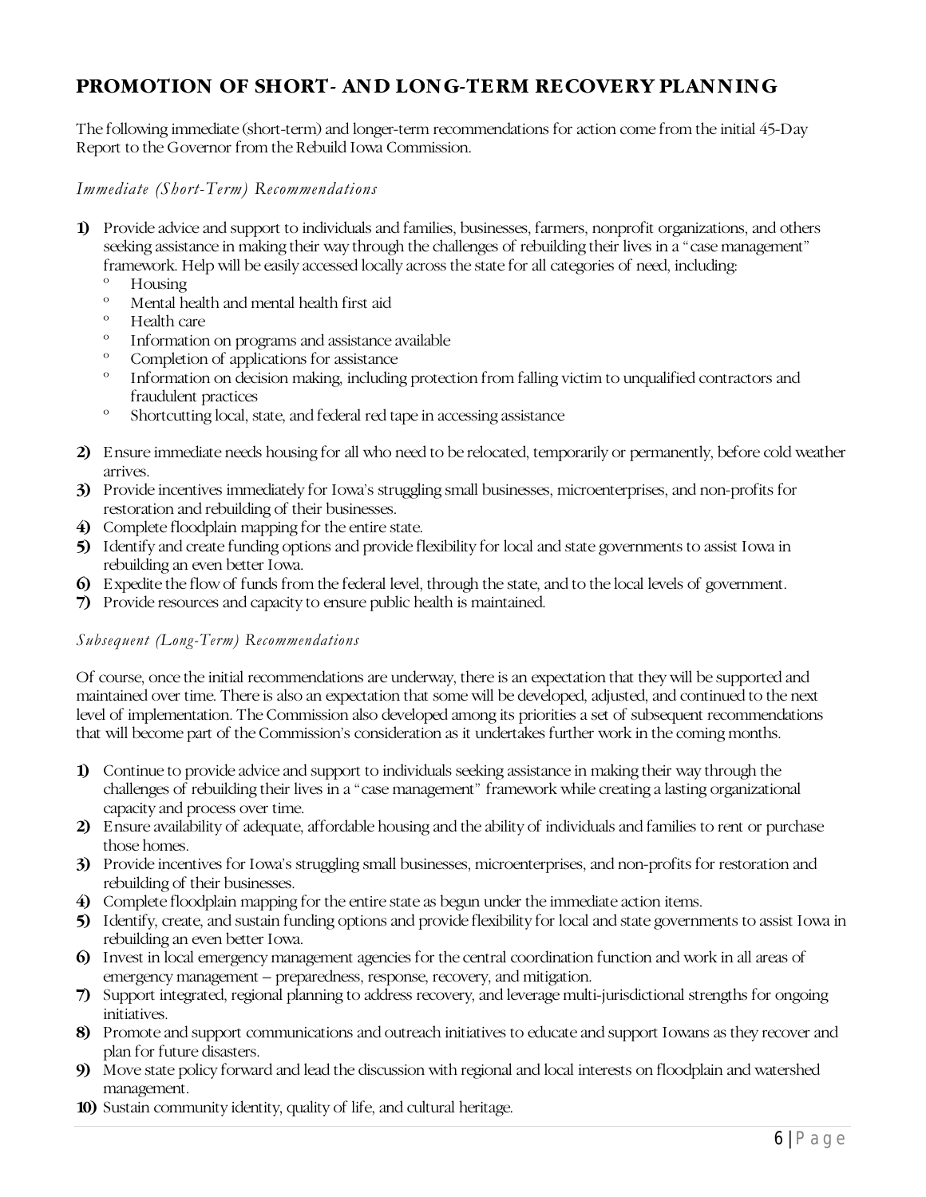## PROMOTION OF SHORT- AND LONG-TERM RECOVERY PLANNING

The following immediate (short-term) and longer-term recommendations for action come from the initial 45-Day Report to the Governor from the Rebuild Iowa Commission.

*Immediate (Short-Term) Recommendations*

1) Provide advice and support to individuals and families, businesses, farmers, nonprofit organizations, and others seeking assistance in making their way through the challenges of rebuilding their lives in a "case management" framework. Help will be easily accessed locally across the state for all categories of need, including:
   - Housing
   - Mental health and mental health first aid
   - Health care
   - Information on programs and assistance available
   - Completion of applications for assistance
   - Information on decision making, including protection from falling victim to unqualified contractors and fraudulent practices
   - Shortcutting local, state, and federal red tape in accessing assistance
2) Ensure immediate needs housing for all who need to be relocated, temporarily or permanently, before cold weather arrives.
3) Provide incentives immediately for Iowa's struggling small businesses, microenterprises, and non-profits for restoration and rebuilding of their businesses.
4) Complete floodplain mapping for the entire state.
5) Identify and create funding options and provide flexibility for local and state governments to assist Iowa in rebuilding an even better Iowa.
6) Expedite the flow of funds from the federal level, through the state, and to the local levels of government.
7) Provide resources and capacity to ensure public health is maintained.

*Subsequent (Long-Term) Recommendations*

Of course, once the initial recommendations are underway, there is an expectation that they will be supported and maintained over time. There is also an expectation that some will be developed, adjusted, and continued to the next level of implementation. The Commission also developed among its priorities a set of subsequent recommendations that will become part of the Commission's consideration as it undertakes further work in the coming months.

1) Continue to provide advice and support to individuals seeking assistance in making their way through the challenges of rebuilding their lives in a "case management" framework while creating a lasting organizational capacity and process over time.
2) Ensure availability of adequate, affordable housing and the ability of individuals and families to rent or purchase those homes.
3) Provide incentives for Iowa's struggling small businesses, microenterprises, and non-profits for restoration and rebuilding of their businesses.
4) Complete floodplain mapping for the entire state as begun under the immediate action items.
5) Identify, create, and sustain funding options and provide flexibility for local and state governments to assist Iowa in rebuilding an even better Iowa.
6) Invest in local emergency management agencies for the central coordination function and work in all areas of emergency management – preparedness, response, recovery, and mitigation.
7) Support integrated, regional planning to address recovery, and leverage multi-jurisdictional strengths for ongoing initiatives.
8) Promote and support communications and outreach initiatives to educate and support Iowans as they recover and plan for future disasters.
9) Move state policy forward and lead the discussion with regional and local interests on floodplain and watershed management.
10) Sustain community identity, quality of life, and cultural heritage.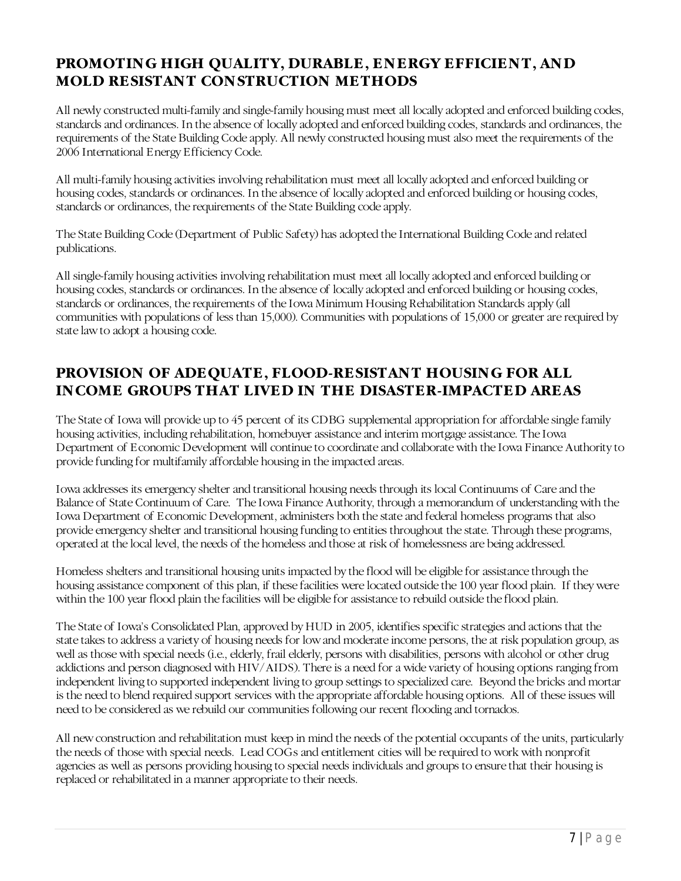## PROMOTING HIGH QUALITY, DURABLE, ENERGY EFFICIENT, AND MOLD RESISTANT CONSTRUCTION METHODS

All newly constructed multi-family and single-family housing must meet all locally adopted and enforced building codes, standards and ordinances. In the absence of locally adopted and enforced building codes, standards and ordinances, the requirements of the State Building Code apply. All newly constructed housing must also meet the requirements of the 2006 International Energy Efficiency Code.

All multi-family housing activities involving rehabilitation must meet all locally adopted and enforced building or housing codes, standards or ordinances. In the absence of locally adopted and enforced building or housing codes, standards or ordinances, the requirements of the State Building code apply.

The State Building Code (Department of Public Safety) has adopted the International Building Code and related publications.

All single-family housing activities involving rehabilitation must meet all locally adopted and enforced building or housing codes, standards or ordinances. In the absence of locally adopted and enforced building or housing codes, standards or ordinances, the requirements of the Iowa Minimum Housing Rehabilitation Standards apply (all communities with populations of less than 15,000). Communities with populations of 15,000 or greater are required by state law to adopt a housing code.

## PROVISION OF ADEQUATE, FLOOD-RESISTANT HOUSING FOR ALL INCOME GROUPS THAT LIVED IN THE DISASTER-IMPACTED AREAS

The State of Iowa will provide up to 45 percent of its CDBG supplemental appropriation for affordable single family housing activities, including rehabilitation, homebuyer assistance and interim mortgage assistance. The Iowa Department of Economic Development will continue to coordinate and collaborate with the Iowa Finance Authority to provide funding for multifamily affordable housing in the impacted areas.

Iowa addresses its emergency shelter and transitional housing needs through its local Continuums of Care and the Balance of State Continuum of Care. The Iowa Finance Authority, through a memorandum of understanding with the Iowa Department of Economic Development, administers both the state and federal homeless programs that also provide emergency shelter and transitional housing funding to entities throughout the state. Through these programs, operated at the local level, the needs of the homeless and those at risk of homelessness are being addressed.

Homeless shelters and transitional housing units impacted by the flood will be eligible for assistance through the housing assistance component of this plan, if these facilities were located outside the 100 year flood plain. If they were within the 100 year flood plain the facilities will be eligible for assistance to rebuild outside the flood plain.

The State of Iowa's Consolidated Plan, approved by HUD in 2005, identifies specific strategies and actions that the state takes to address a variety of housing needs for low and moderate income persons, the at risk population group, as well as those with special needs (i.e., elderly, frail elderly, persons with disabilities, persons with alcohol or other drug addictions and person diagnosed with HIV/AIDS). There is a need for a wide variety of housing options ranging from independent living to supported independent living to group settings to specialized care. Beyond the bricks and mortar is the need to blend required support services with the appropriate affordable housing options. All of these issues will need to be considered as we rebuild our communities following our recent flooding and tornados.

All new construction and rehabilitation must keep in mind the needs of the potential occupants of the units, particularly the needs of those with special needs. Lead COGs and entitlement cities will be required to work with nonprofit agencies as well as persons providing housing to special needs individuals and groups to ensure that their housing is replaced or rehabilitated in a manner appropriate to their needs.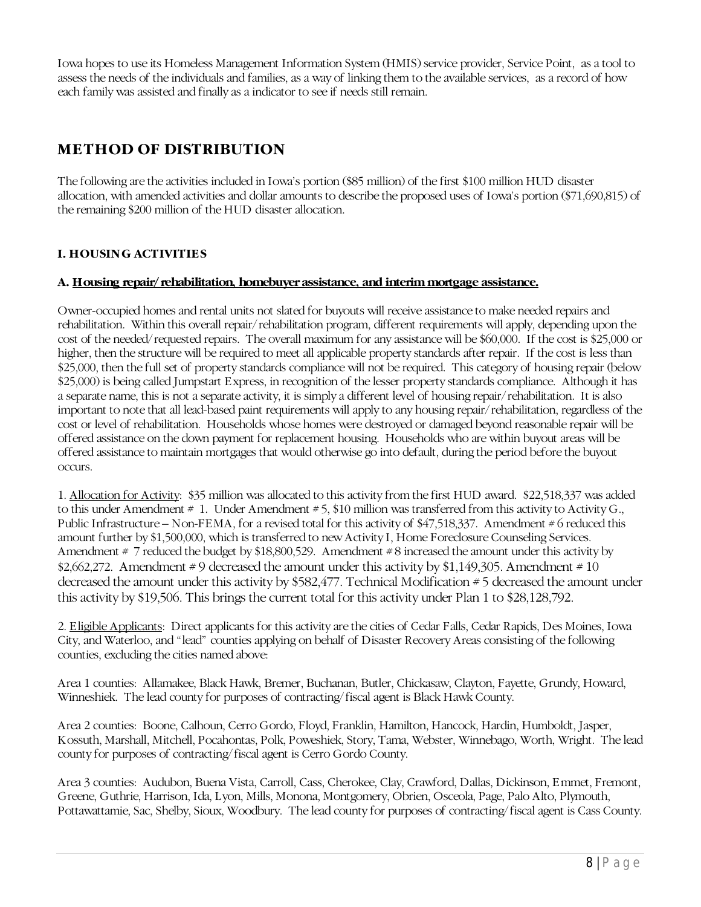Iowa hopes to use its Homeless Management Information System (HMIS) service provider, Service Point, as a tool to assess the needs of the individuals and families, as a way of linking them to the available services, as a record of how each family was assisted and finally as a indicator to see if needs still remain.

## METHOD OF DISTRIBUTION

The following are the activities included in Iowa's portion ($85 million) of the first $100 million HUD disaster allocation, with amended activities and dollar amounts to describe the proposed uses of Iowa's portion ($71,690,815) of the remaining $200 million of the HUD disaster allocation.

### I. HOUSING ACTIVITIES

#### A. Housing repair/rehabilitation, homebuyer assistance, and interim mortgage assistance.

Owner-occupied homes and rental units not slated for buyouts will receive assistance to make needed repairs and rehabilitation. Within this overall repair/rehabilitation program, different requirements will apply, depending upon the cost of the needed/requested repairs. The overall maximum for any assistance will be $60,000. If the cost is $25,000 or higher, then the structure will be required to meet all applicable property standards after repair. If the cost is less than $25,000, then the full set of property standards compliance will not be required. This category of housing repair (below $25,000) is being called Jumpstart Express, in recognition of the lesser property standards compliance. Although it has a separate name, this is not a separate activity, it is simply a different level of housing repair/rehabilitation. It is also important to note that all lead-based paint requirements will apply to any housing repair/rehabilitation, regardless of the cost or level of rehabilitation. Households whose homes were destroyed or damaged beyond reasonable repair will be offered assistance on the down payment for replacement housing. Households who are within buyout areas will be offered assistance to maintain mortgages that would otherwise go into default, during the period before the buyout occurs.

1. Allocation for Activity: $35 million was allocated to this activity from the first HUD award. $22,518,337 was added to this under Amendment # 1. Under Amendment # 5, $10 million was transferred from this activity to Activity G., Public Infrastructure – Non-FEMA, for a revised total for this activity of $47,518,337. Amendment # 6 reduced this amount further by $1,500,000, which is transferred to new Activity I, Home Foreclosure Counseling Services. Amendment # 7 reduced the budget by $18,800,529. Amendment # 8 increased the amount under this activity by $2,662,272. Amendment # 9 decreased the amount under this activity by $1,149,305. Amendment # 10 decreased the amount under this activity by $582,477. Technical Modification # 5 decreased the amount under this activity by $19,506. This brings the current total for this activity under Plan 1 to $28,128,792.

2. Eligible Applicants: Direct applicants for this activity are the cities of Cedar Falls, Cedar Rapids, Des Moines, Iowa City, and Waterloo, and "lead" counties applying on behalf of Disaster Recovery Areas consisting of the following counties, excluding the cities named above:

Area 1 counties: Allamakee, Black Hawk, Bremer, Buchanan, Butler, Chickasaw, Clayton, Fayette, Grundy, Howard, Winneshiek. The lead county for purposes of contracting/fiscal agent is Black Hawk County.

Area 2 counties: Boone, Calhoun, Cerro Gordo, Floyd, Franklin, Hamilton, Hancock, Hardin, Humboldt, Jasper, Kossuth, Marshall, Mitchell, Pocahontas, Polk, Poweshiek, Story, Tama, Webster, Winnebago, Worth, Wright. The lead county for purposes of contracting/fiscal agent is Cerro Gordo County.

Area 3 counties: Audubon, Buena Vista, Carroll, Cass, Cherokee, Clay, Crawford, Dallas, Dickinson, Emmet, Fremont, Greene, Guthrie, Harrison, Ida, Lyon, Mills, Monona, Montgomery, Obrien, Osceola, Page, Palo Alto, Plymouth, Pottawattamie, Sac, Shelby, Sioux, Woodbury. The lead county for purposes of contracting/fiscal agent is Cass County.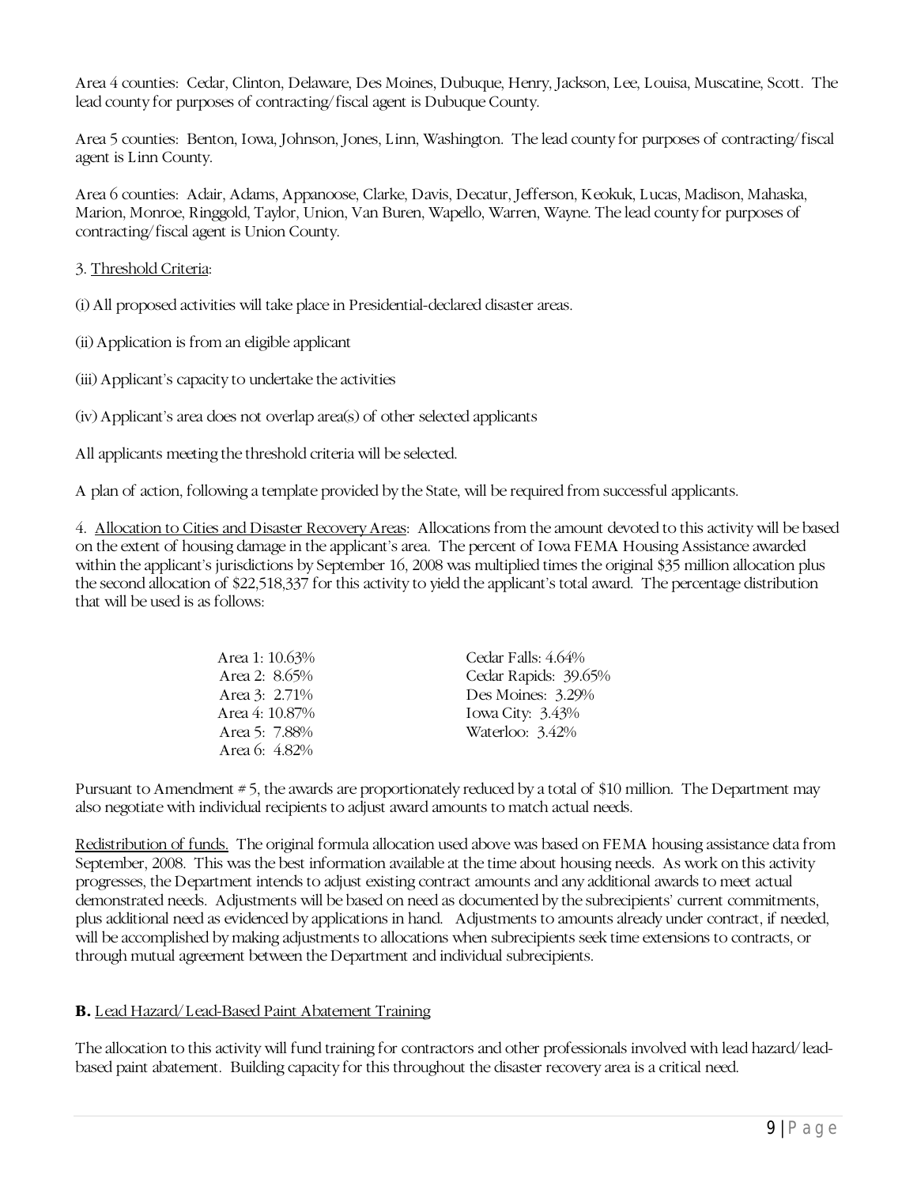Area 4 counties: Cedar, Clinton, Delaware, Des Moines, Dubuque, Henry, Jackson, Lee, Louisa, Muscatine, Scott. The lead county for purposes of contracting/fiscal agent is Dubuque County.

Area 5 counties: Benton, Iowa, Johnson, Jones, Linn, Washington. The lead county for purposes of contracting/fiscal agent is Linn County.

Area 6 counties: Adair, Adams, Appanoose, Clarke, Davis, Decatur, Jefferson, Keokuk, Lucas, Madison, Mahaska, Marion, Monroe, Ringgold, Taylor, Union, Van Buren, Wapello, Warren, Wayne. The lead county for purposes of contracting/fiscal agent is Union County.

3. Threshold Criteria:

(i) All proposed activities will take place in Presidential-declared disaster areas.

(ii) Application is from an eligible applicant

(iii) Applicant's capacity to undertake the activities

(iv) Applicant's area does not overlap area(s) of other selected applicants

All applicants meeting the threshold criteria will be selected.

A plan of action, following a template provided by the State, will be required from successful applicants.

4. Allocation to Cities and Disaster Recovery Areas: Allocations from the amount devoted to this activity will be based on the extent of housing damage in the applicant's area. The percent of Iowa FEMA Housing Assistance awarded within the applicant's jurisdictions by September 16, 2008 was multiplied times the original $35 million allocation plus the second allocation of $22,518,337 for this activity to yield the applicant's total award. The percentage distribution that will be used is as follows:

| | |
|---|---|
| Area 1: 10.63% | Cedar Falls: 4.64% |
| Area 2: 8.65% | Cedar Rapids: 39.65% |
| Area 3: 2.71% | Des Moines: 3.29% |
| Area 4: 10.87% | Iowa City: 3.43% |
| Area 5: 7.88% | Waterloo: 3.42% |
| Area 6: 4.82% | |

Pursuant to Amendment # 5, the awards are proportionately reduced by a total of $10 million. The Department may also negotiate with individual recipients to adjust award amounts to match actual needs.

Redistribution of funds. The original formula allocation used above was based on FEMA housing assistance data from September, 2008. This was the best information available at the time about housing needs. As work on this activity progresses, the Department intends to adjust existing contract amounts and any additional awards to meet actual demonstrated needs. Adjustments will be based on need as documented by the subrecipients' current commitments, plus additional need as evidenced by applications in hand. Adjustments to amounts already under contract, if needed, will be accomplished by making adjustments to allocations when subrecipients seek time extensions to contracts, or through mutual agreement between the Department and individual subrecipients.

**B.** Lead Hazard/Lead-Based Paint Abatement Training

The allocation to this activity will fund training for contractors and other professionals involved with lead hazard/lead-based paint abatement. Building capacity for this throughout the disaster recovery area is a critical need.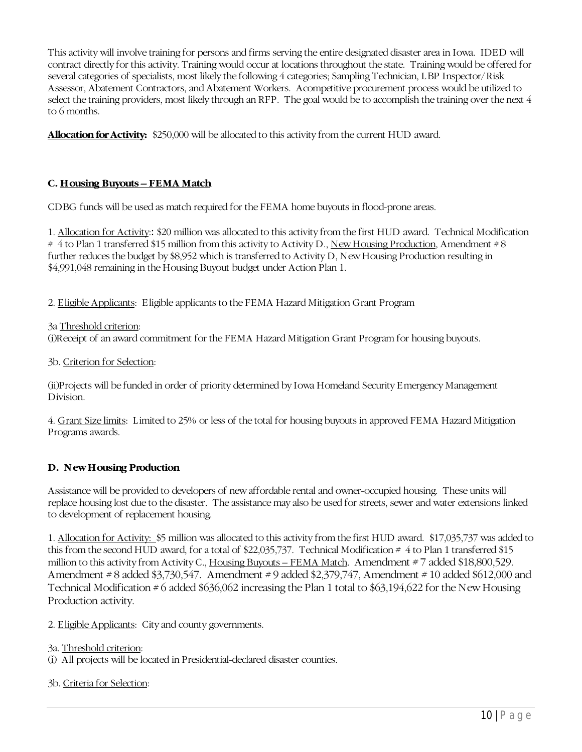This activity will involve training for persons and firms serving the entire designated disaster area in Iowa. IDED will contract directly for this activity. Training would occur at locations throughout the state. Training would be offered for several categories of specialists, most likely the following 4 categories; Sampling Technician, LBP Inspector/Risk Assessor, Abatement Contractors, and Abatement Workers. A competitive procurement process would be utilized to select the training providers, most likely through an RFP. The goal would be to accomplish the training over the next 4 to 6 months.

**Allocation for Activity:** $250,000 will be allocated to this activity from the current HUD award.

### C. Housing Buyouts – FEMA Match

CDBG funds will be used as match required for the FEMA home buyouts in flood-prone areas.

1. Allocation for Activity:: $20 million was allocated to this activity from the first HUD award. Technical Modification # 4 to Plan 1 transferred $15 million from this activity to Activity D., New Housing Production, Amendment # 8 further reduces the budget by $8,952 which is transferred to Activity D, New Housing Production resulting in $4,991,048 remaining in the Housing Buyout budget under Action Plan 1.

2. Eligible Applicants: Eligible applicants to the FEMA Hazard Mitigation Grant Program

3a Threshold criterion:
(i)Receipt of an award commitment for the FEMA Hazard Mitigation Grant Program for housing buyouts.

3b. Criterion for Selection:

(ii)Projects will be funded in order of priority determined by Iowa Homeland Security Emergency Management Division.

4. Grant Size limits: Limited to 25% or less of the total for housing buyouts in approved FEMA Hazard Mitigation Programs awards.

### D. New Housing Production

Assistance will be provided to developers of new affordable rental and owner-occupied housing. These units will replace housing lost due to the disaster. The assistance may also be used for streets, sewer and water extensions linked to development of replacement housing.

1. Allocation for Activity: $5 million was allocated to this activity from the first HUD award. $17,035,737 was added to this from the second HUD award, for a total of $22,035,737. Technical Modification # 4 to Plan 1 transferred $15 million to this activity from Activity C., Housing Buyouts – FEMA Match. Amendment # 7 added $18,800,529. Amendment # 8 added $3,730,547. Amendment # 9 added $2,379,747, Amendment # 10 added $612,000 and Technical Modification # 6 added $636,062 increasing the Plan 1 total to $63,194,622 for the New Housing Production activity.

2. Eligible Applicants: City and county governments.

3a. Threshold criterion:
(i) All projects will be located in Presidential-declared disaster counties.

3b. Criteria for Selection: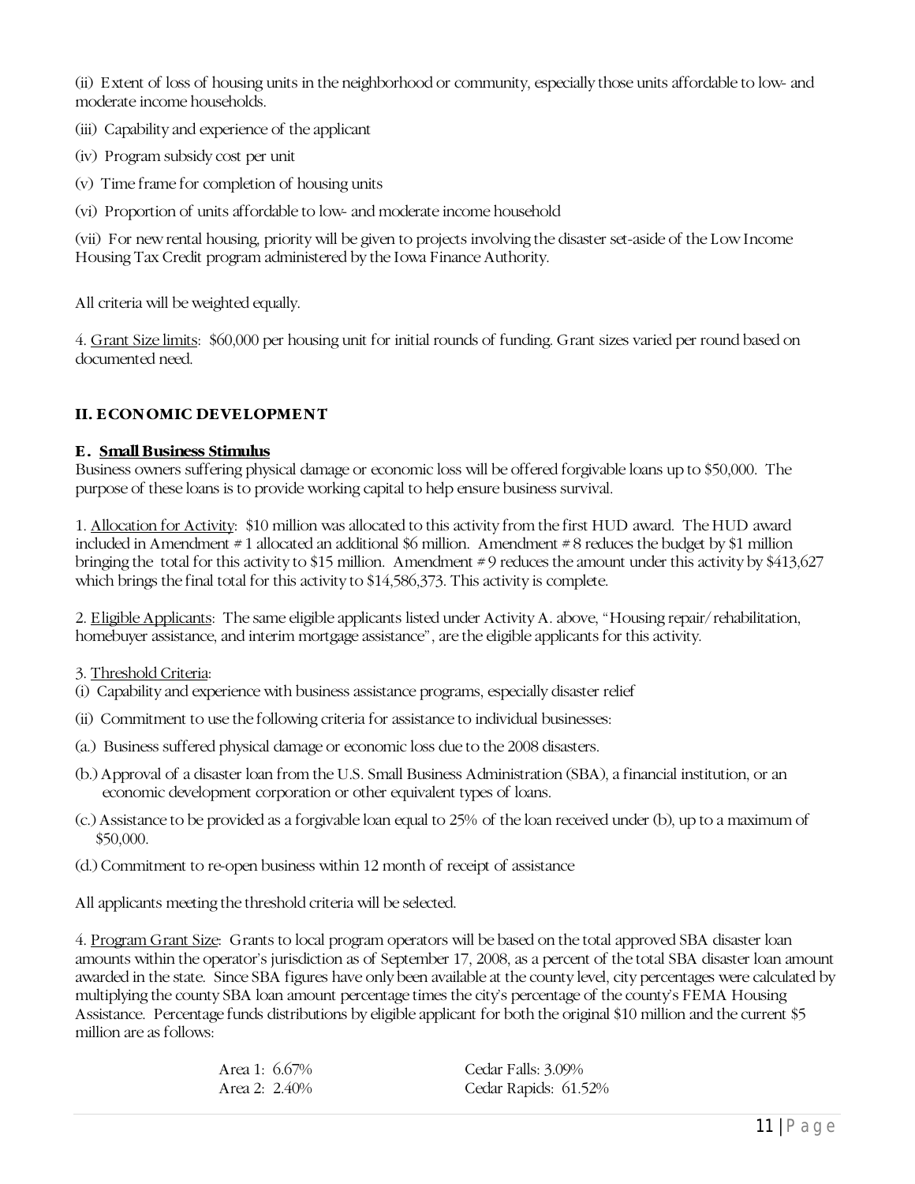(ii) Extent of loss of housing units in the neighborhood or community, especially those units affordable to low- and moderate income households.

(iii) Capability and experience of the applicant

(iv) Program subsidy cost per unit

(v) Time frame for completion of housing units

(vi) Proportion of units affordable to low- and moderate income household

(vii) For new rental housing, priority will be given to projects involving the disaster set-aside of the Low Income Housing Tax Credit program administered by the Iowa Finance Authority.

All criteria will be weighted equally.

4. Grant Size limits: $60,000 per housing unit for initial rounds of funding. Grant sizes varied per round based on documented need.

## II. ECONOMIC DEVELOPMENT

### E. Small Business Stimulus

Business owners suffering physical damage or economic loss will be offered forgivable loans up to $50,000. The purpose of these loans is to provide working capital to help ensure business survival.

1. Allocation for Activity: $10 million was allocated to this activity from the first HUD award. The HUD award included in Amendment # 1 allocated an additional $6 million. Amendment # 8 reduces the budget by $1 million bringing the total for this activity to $15 million. Amendment # 9 reduces the amount under this activity by $413,627 which brings the final total for this activity to $14,586,373. This activity is complete.

2. Eligible Applicants: The same eligible applicants listed under Activity A. above, "Housing repair/rehabilitation, homebuyer assistance, and interim mortgage assistance", are the eligible applicants for this activity.

3. Threshold Criteria:

(i) Capability and experience with business assistance programs, especially disaster relief

(ii) Commitment to use the following criteria for assistance to individual businesses:

(a.) Business suffered physical damage or economic loss due to the 2008 disasters.

(b.) Approval of a disaster loan from the U.S. Small Business Administration (SBA), a financial institution, or an economic development corporation or other equivalent types of loans.

(c.) Assistance to be provided as a forgivable loan equal to 25% of the loan received under (b), up to a maximum of $50,000.

(d.) Commitment to re-open business within 12 month of receipt of assistance

All applicants meeting the threshold criteria will be selected.

4. Program Grant Size: Grants to local program operators will be based on the total approved SBA disaster loan amounts within the operator's jurisdiction as of September 17, 2008, as a percent of the total SBA disaster loan amount awarded in the state. Since SBA figures have only been available at the county level, city percentages were calculated by multiplying the county SBA loan amount percentage times the city's percentage of the county's FEMA Housing Assistance. Percentage funds distributions by eligible applicant for both the original $10 million and the current $5 million are as follows:

| | |
|---|---|
| Area 1: 6.67% | Cedar Falls: 3.09% |
| Area 2: 2.40% | Cedar Rapids: 61.52% |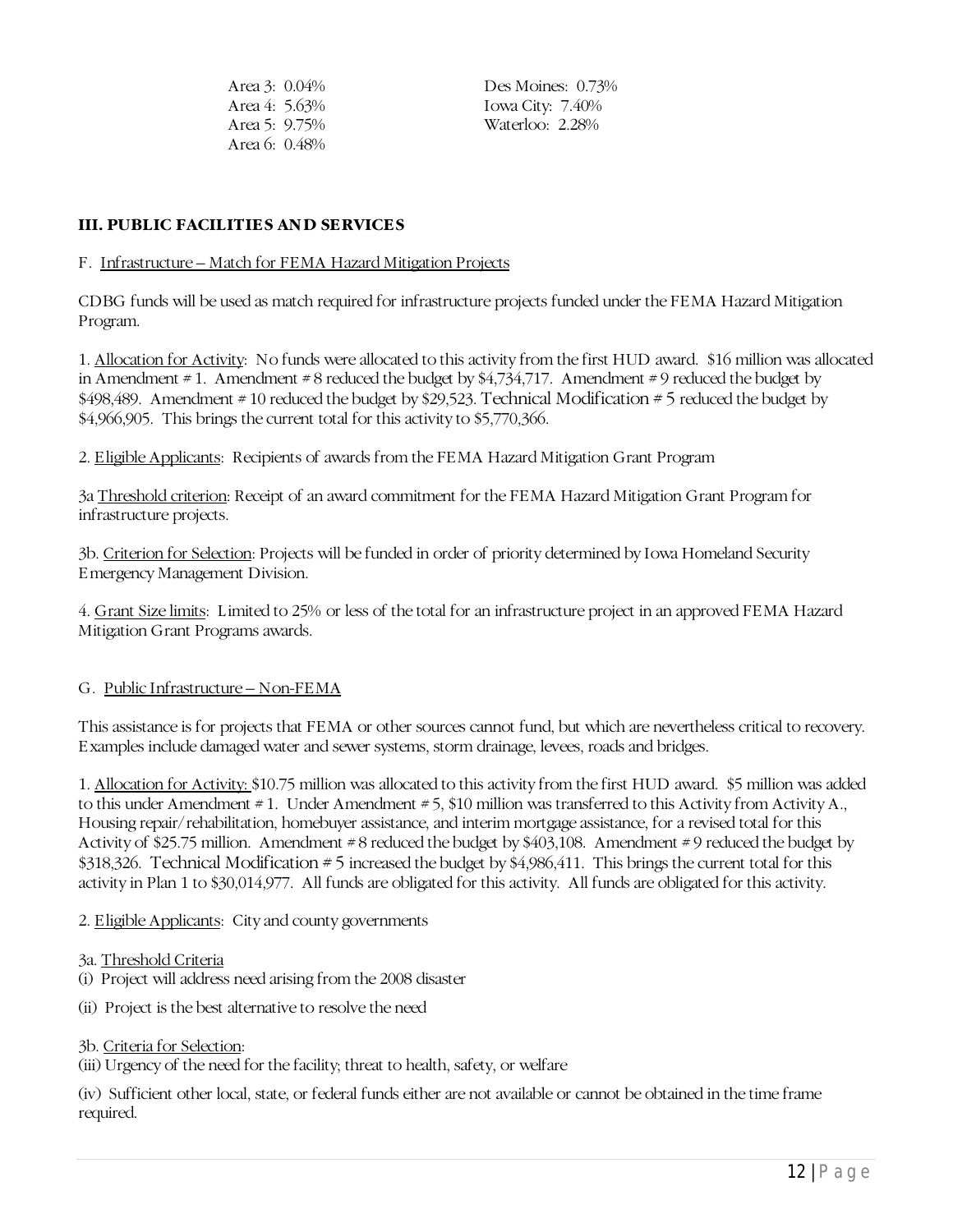Area 3: 0.04%
Area 4: 5.63%
Area 5: 9.75%
Area 6: 0.48%

Des Moines: 0.73%
Iowa City: 7.40%
Waterloo: 2.28%

### III. PUBLIC FACILITIES AND SERVICES

F. Infrastructure – Match for FEMA Hazard Mitigation Projects

CDBG funds will be used as match required for infrastructure projects funded under the FEMA Hazard Mitigation Program.

1. Allocation for Activity: No funds were allocated to this activity from the first HUD award. $16 million was allocated in Amendment # 1. Amendment # 8 reduced the budget by $4,734,717. Amendment # 9 reduced the budget by $498,489. Amendment # 10 reduced the budget by $29,523. Technical Modification # 5 reduced the budget by $4,966,905. This brings the current total for this activity to $5,770,366.

2. Eligible Applicants: Recipients of awards from the FEMA Hazard Mitigation Grant Program

3a Threshold criterion: Receipt of an award commitment for the FEMA Hazard Mitigation Grant Program for infrastructure projects.

3b. Criterion for Selection: Projects will be funded in order of priority determined by Iowa Homeland Security Emergency Management Division.

4. Grant Size limits: Limited to 25% or less of the total for an infrastructure project in an approved FEMA Hazard Mitigation Grant Programs awards.

G. Public Infrastructure – Non-FEMA

This assistance is for projects that FEMA or other sources cannot fund, but which are nevertheless critical to recovery. Examples include damaged water and sewer systems, storm drainage, levees, roads and bridges.

1. Allocation for Activity: $10.75 million was allocated to this activity from the first HUD award. $5 million was added to this under Amendment # 1. Under Amendment # 5, $10 million was transferred to this Activity from Activity A., Housing repair/rehabilitation, homebuyer assistance, and interim mortgage assistance, for a revised total for this Activity of $25.75 million. Amendment # 8 reduced the budget by $403,108. Amendment # 9 reduced the budget by $318,326. Technical Modification # 5 increased the budget by $4,986,411. This brings the current total for this activity in Plan 1 to $30,014,977. All funds are obligated for this activity. All funds are obligated for this activity.

2. Eligible Applicants: City and county governments

3a. Threshold Criteria

(i) Project will address need arising from the 2008 disaster

(ii) Project is the best alternative to resolve the need

3b. Criteria for Selection:

(iii) Urgency of the need for the facility; threat to health, safety, or welfare

(iv) Sufficient other local, state, or federal funds either are not available or cannot be obtained in the time frame required.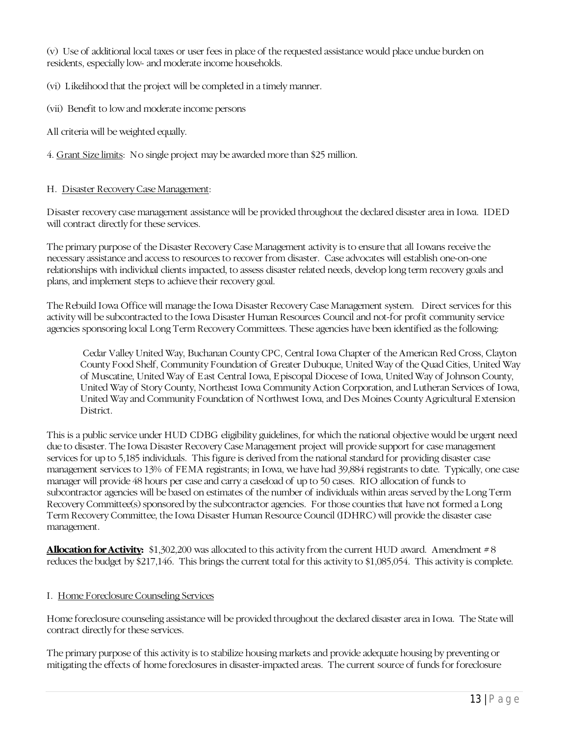(v) Use of additional local taxes or user fees in place of the requested assistance would place undue burden on residents, especially low- and moderate income households.

(vi) Likelihood that the project will be completed in a timely manner.

(vii) Benefit to low and moderate income persons

All criteria will be weighted equally.

4. Grant Size limits: No single project may be awarded more than $25 million.

H. Disaster Recovery Case Management:

Disaster recovery case management assistance will be provided throughout the declared disaster area in Iowa. IDED will contract directly for these services.

The primary purpose of the Disaster Recovery Case Management activity is to ensure that all Iowans receive the necessary assistance and access to resources to recover from disaster. Case advocates will establish one-on-one relationships with individual clients impacted, to assess disaster related needs, develop long term recovery goals and plans, and implement steps to achieve their recovery goal.

The Rebuild Iowa Office will manage the Iowa Disaster Recovery Case Management system. Direct services for this activity will be subcontracted to the Iowa Disaster Human Resources Council and not-for profit community service agencies sponsoring local Long Term Recovery Committees. These agencies have been identified as the following:

> Cedar Valley United Way, Buchanan County CPC, Central Iowa Chapter of the American Red Cross, Clayton County Food Shelf, Community Foundation of Greater Dubuque, United Way of the Quad Cities, United Way of Muscatine, United Way of East Central Iowa, Episcopal Diocese of Iowa, United Way of Johnson County, United Way of Story County, Northeast Iowa Community Action Corporation, and Lutheran Services of Iowa, United Way and Community Foundation of Northwest Iowa, and Des Moines County Agricultural Extension District.

This is a public service under HUD CDBG eligibility guidelines, for which the national objective would be urgent need due to disaster. The Iowa Disaster Recovery Case Management project will provide support for case management services for up to 5,185 individuals. This figure is derived from the national standard for providing disaster case management services to 13% of FEMA registrants; in Iowa, we have had 39,884 registrants to date. Typically, one case manager will provide 48 hours per case and carry a caseload of up to 50 cases. RIO allocation of funds to subcontractor agencies will be based on estimates of the number of individuals within areas served by the Long Term Recovery Committee(s) sponsored by the subcontractor agencies. For those counties that have not formed a Long Term Recovery Committee, the Iowa Disaster Human Resource Council (IDHRC) will provide the disaster case management.

**Allocation for Activity:** $1,302,200 was allocated to this activity from the current HUD award. Amendment # 8 reduces the budget by $217,146. This brings the current total for this activity to $1,085,054. This activity is complete.

I. Home Foreclosure Counseling Services

Home foreclosure counseling assistance will be provided throughout the declared disaster area in Iowa. The State will contract directly for these services.

The primary purpose of this activity is to stabilize housing markets and provide adequate housing by preventing or mitigating the effects of home foreclosures in disaster-impacted areas. The current source of funds for foreclosure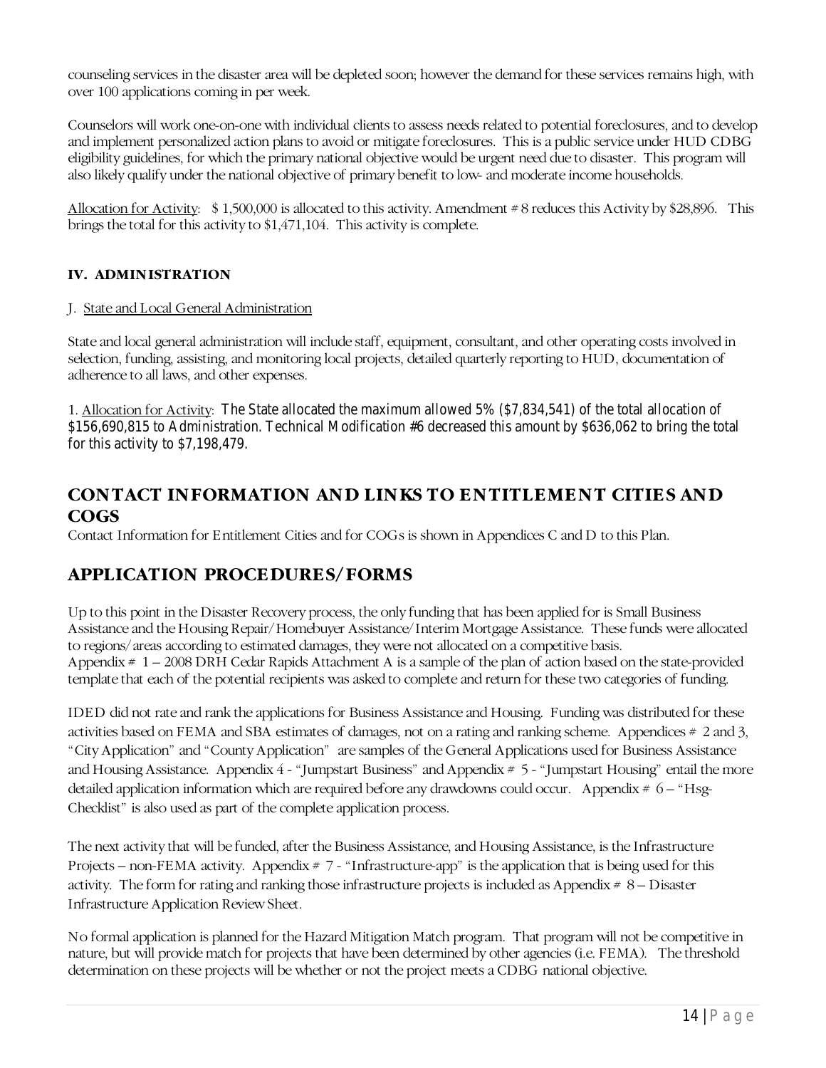counseling services in the disaster area will be depleted soon; however the demand for these services remains high, with over 100 applications coming in per week.

Counselors will work one-on-one with individual clients to assess needs related to potential foreclosures, and to develop and implement personalized action plans to avoid or mitigate foreclosures. This is a public service under HUD CDBG eligibility guidelines, for which the primary national objective would be urgent need due to disaster. This program will also likely qualify under the national objective of primary benefit to low- and moderate income households.

Allocation for Activity: $ 1,500,000 is allocated to this activity. Amendment # 8 reduces this Activity by $28,896. This brings the total for this activity to $1,471,104. This activity is complete.

### IV. ADMINISTRATION

J. State and Local General Administration

State and local general administration will include staff, equipment, consultant, and other operating costs involved in selection, funding, assisting, and monitoring local projects, detailed quarterly reporting to HUD, documentation of adherence to all laws, and other expenses.

1. Allocation for Activity: The State allocated the maximum allowed 5% ($7,834,541) of the total allocation of $156,690,815 to Administration. Technical Modification #6 decreased this amount by $636,062 to bring the total for this activity to $7,198,479.

## CONTACT INFORMATION AND LINKS TO ENTITLEMENT CITIES AND COGS

Contact Information for Entitlement Cities and for COGs is shown in Appendices C and D to this Plan.

## APPLICATION PROCEDURES/FORMS

Up to this point in the Disaster Recovery process, the only funding that has been applied for is Small Business Assistance and the Housing Repair/Homebuyer Assistance/Interim Mortgage Assistance. These funds were allocated to regions/areas according to estimated damages, they were not allocated on a competitive basis. Appendix # 1 – 2008 DRH Cedar Rapids Attachment A is a sample of the plan of action based on the state-provided template that each of the potential recipients was asked to complete and return for these two categories of funding.

IDED did not rate and rank the applications for Business Assistance and Housing. Funding was distributed for these activities based on FEMA and SBA estimates of damages, not on a rating and ranking scheme. Appendices # 2 and 3, "City Application" and "County Application" are samples of the General Applications used for Business Assistance and Housing Assistance. Appendix 4 - "Jumpstart Business" and Appendix # 5 - "Jumpstart Housing" entail the more detailed application information which are required before any drawdowns could occur. Appendix # 6 – "Hsg-Checklist" is also used as part of the complete application process.

The next activity that will be funded, after the Business Assistance, and Housing Assistance, is the Infrastructure Projects – non-FEMA activity. Appendix # 7 - "Infrastructure-app" is the application that is being used for this activity. The form for rating and ranking those infrastructure projects is included as Appendix # 8 – Disaster Infrastructure Application Review Sheet.

No formal application is planned for the Hazard Mitigation Match program. That program will not be competitive in nature, but will provide match for projects that have been determined by other agencies (i.e. FEMA). The threshold determination on these projects will be whether or not the project meets a CDBG national objective.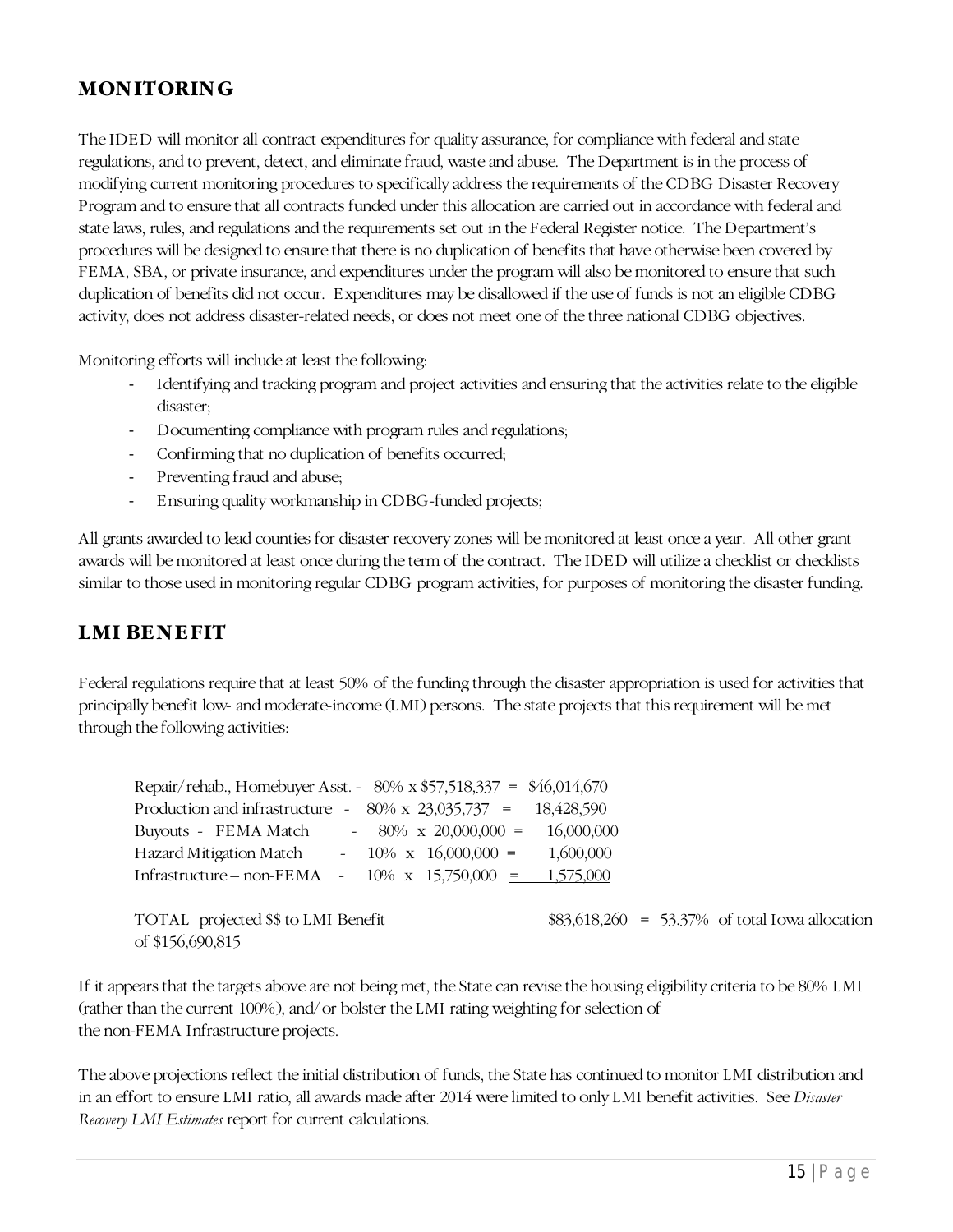## MONITORING

The IDED will monitor all contract expenditures for quality assurance, for compliance with federal and state regulations, and to prevent, detect, and eliminate fraud, waste and abuse. The Department is in the process of modifying current monitoring procedures to specifically address the requirements of the CDBG Disaster Recovery Program and to ensure that all contracts funded under this allocation are carried out in accordance with federal and state laws, rules, and regulations and the requirements set out in the Federal Register notice. The Department's procedures will be designed to ensure that there is no duplication of benefits that have otherwise been covered by FEMA, SBA, or private insurance, and expenditures under the program will also be monitored to ensure that such duplication of benefits did not occur. Expenditures may be disallowed if the use of funds is not an eligible CDBG activity, does not address disaster-related needs, or does not meet one of the three national CDBG objectives.

Monitoring efforts will include at least the following:

- Identifying and tracking program and project activities and ensuring that the activities relate to the eligible disaster;
- Documenting compliance with program rules and regulations;
- Confirming that no duplication of benefits occurred;
- Preventing fraud and abuse;
- Ensuring quality workmanship in CDBG-funded projects;

All grants awarded to lead counties for disaster recovery zones will be monitored at least once a year. All other grant awards will be monitored at least once during the term of the contract. The IDED will utilize a checklist or checklists similar to those used in monitoring regular CDBG program activities, for purposes of monitoring the disaster funding.

## LMI BENEFIT

Federal regulations require that at least 50% of the funding through the disaster appropriation is used for activities that principally benefit low- and moderate-income (LMI) persons. The state projects that this requirement will be met through the following activities:

| Activity | | Calculation | | Amount |
|---|---|---|---|---|
| Repair/rehab., Homebuyer Asst. | - | 80% x $57,518,337 | = | $46,014,670 |
| Production and infrastructure | - | 80% x 23,035,737 | = | 18,428,590 |
| Buyouts - FEMA Match | - | 80% x 20,000,000 | = | 16,000,000 |
| Hazard Mitigation Match | - | 10% x 16,000,000 | = | 1,600,000 |
| Infrastructure – non-FEMA | - | 10% x 15,750,000 | = | 1,575,000 |

TOTAL projected $$ to LMI Benefit $83,618,260 = 53.37% of total Iowa allocation of $156,690,815

If it appears that the targets above are not being met, the State can revise the housing eligibility criteria to be 80% LMI (rather than the current 100%), and/or bolster the LMI rating weighting for selection of the non-FEMA Infrastructure projects.

The above projections reflect the initial distribution of funds, the State has continued to monitor LMI distribution and in an effort to ensure LMI ratio, all awards made after 2014 were limited to only LMI benefit activities. See *Disaster Recovery LMI Estimates* report for current calculations.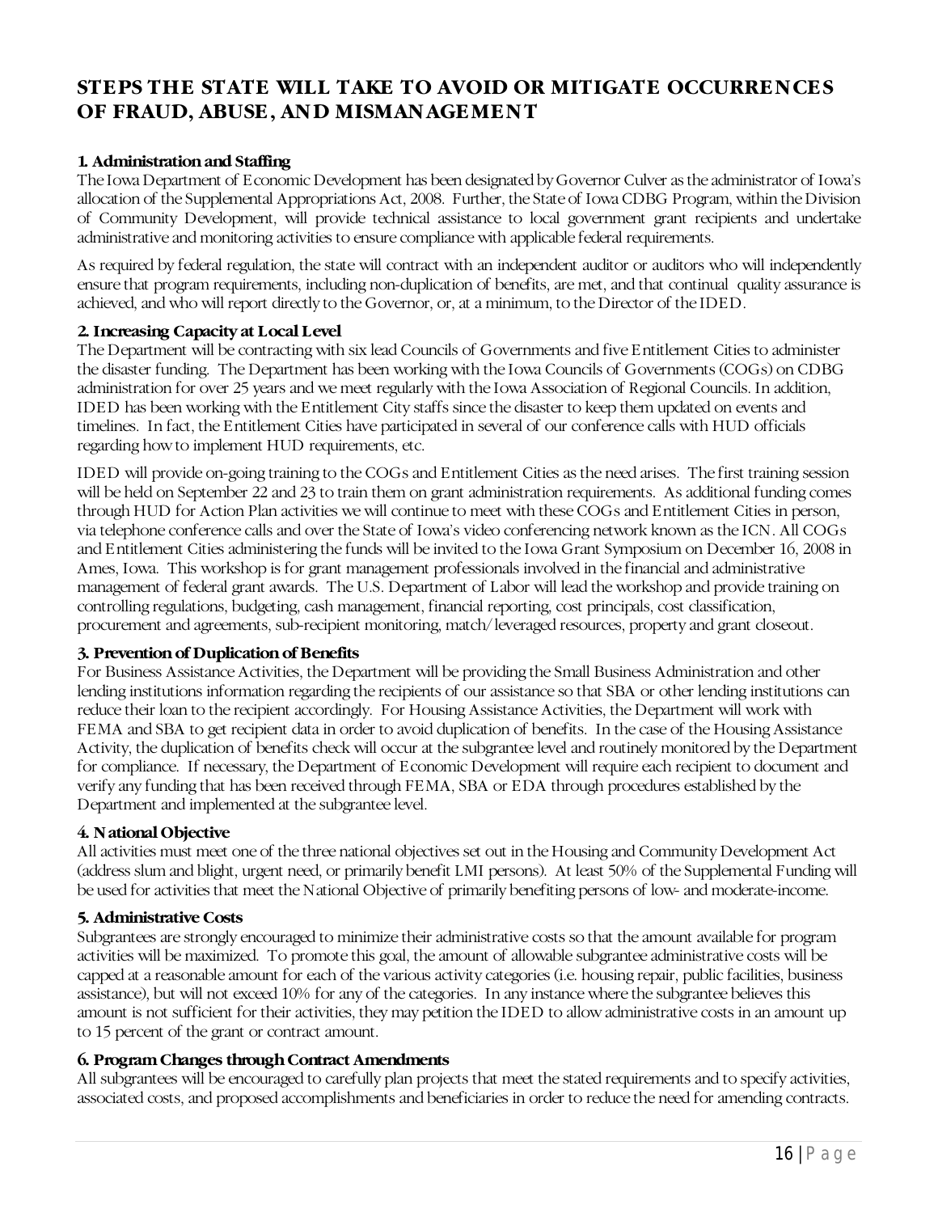## STEPS THE STATE WILL TAKE TO AVOID OR MITIGATE OCCURRENCES OF FRAUD, ABUSE, AND MISMANAGEMENT

### 1. Administration and Staffing

The Iowa Department of Economic Development has been designated by Governor Culver as the administrator of Iowa's allocation of the Supplemental Appropriations Act, 2008. Further, the State of Iowa CDBG Program, within the Division of Community Development, will provide technical assistance to local government grant recipients and undertake administrative and monitoring activities to ensure compliance with applicable federal requirements.

As required by federal regulation, the state will contract with an independent auditor or auditors who will independently ensure that program requirements, including non-duplication of benefits, are met, and that continual quality assurance is achieved, and who will report directly to the Governor, or, at a minimum, to the Director of the IDED.

### 2. Increasing Capacity at Local Level

The Department will be contracting with six lead Councils of Governments and five Entitlement Cities to administer the disaster funding. The Department has been working with the Iowa Councils of Governments (COGs) on CDBG administration for over 25 years and we meet regularly with the Iowa Association of Regional Councils. In addition, IDED has been working with the Entitlement City staffs since the disaster to keep them updated on events and timelines. In fact, the Entitlement Cities have participated in several of our conference calls with HUD officials regarding how to implement HUD requirements, etc.

IDED will provide on-going training to the COGs and Entitlement Cities as the need arises. The first training session will be held on September 22 and 23 to train them on grant administration requirements. As additional funding comes through HUD for Action Plan activities we will continue to meet with these COGs and Entitlement Cities in person, via telephone conference calls and over the State of Iowa's video conferencing network known as the ICN. All COGs and Entitlement Cities administering the funds will be invited to the Iowa Grant Symposium on December 16, 2008 in Ames, Iowa. This workshop is for grant management professionals involved in the financial and administrative management of federal grant awards. The U.S. Department of Labor will lead the workshop and provide training on controlling regulations, budgeting, cash management, financial reporting, cost principals, cost classification, procurement and agreements, sub-recipient monitoring, match/leveraged resources, property and grant closeout.

### 3. Prevention of Duplication of Benefits

For Business Assistance Activities, the Department will be providing the Small Business Administration and other lending institutions information regarding the recipients of our assistance so that SBA or other lending institutions can reduce their loan to the recipient accordingly. For Housing Assistance Activities, the Department will work with FEMA and SBA to get recipient data in order to avoid duplication of benefits. In the case of the Housing Assistance Activity, the duplication of benefits check will occur at the subgrantee level and routinely monitored by the Department for compliance. If necessary, the Department of Economic Development will require each recipient to document and verify any funding that has been received through FEMA, SBA or EDA through procedures established by the Department and implemented at the subgrantee level.

### 4. National Objective

All activities must meet one of the three national objectives set out in the Housing and Community Development Act (address slum and blight, urgent need, or primarily benefit LMI persons). At least 50% of the Supplemental Funding will be used for activities that meet the National Objective of primarily benefiting persons of low- and moderate-income.

### 5. Administrative Costs

Subgrantees are strongly encouraged to minimize their administrative costs so that the amount available for program activities will be maximized. To promote this goal, the amount of allowable subgrantee administrative costs will be capped at a reasonable amount for each of the various activity categories (i.e. housing repair, public facilities, business assistance), but will not exceed 10% for any of the categories. In any instance where the subgrantee believes this amount is not sufficient for their activities, they may petition the IDED to allow administrative costs in an amount up to 15 percent of the grant or contract amount.

### 6. Program Changes through Contract Amendments

All subgrantees will be encouraged to carefully plan projects that meet the stated requirements and to specify activities, associated costs, and proposed accomplishments and beneficiaries in order to reduce the need for amending contracts.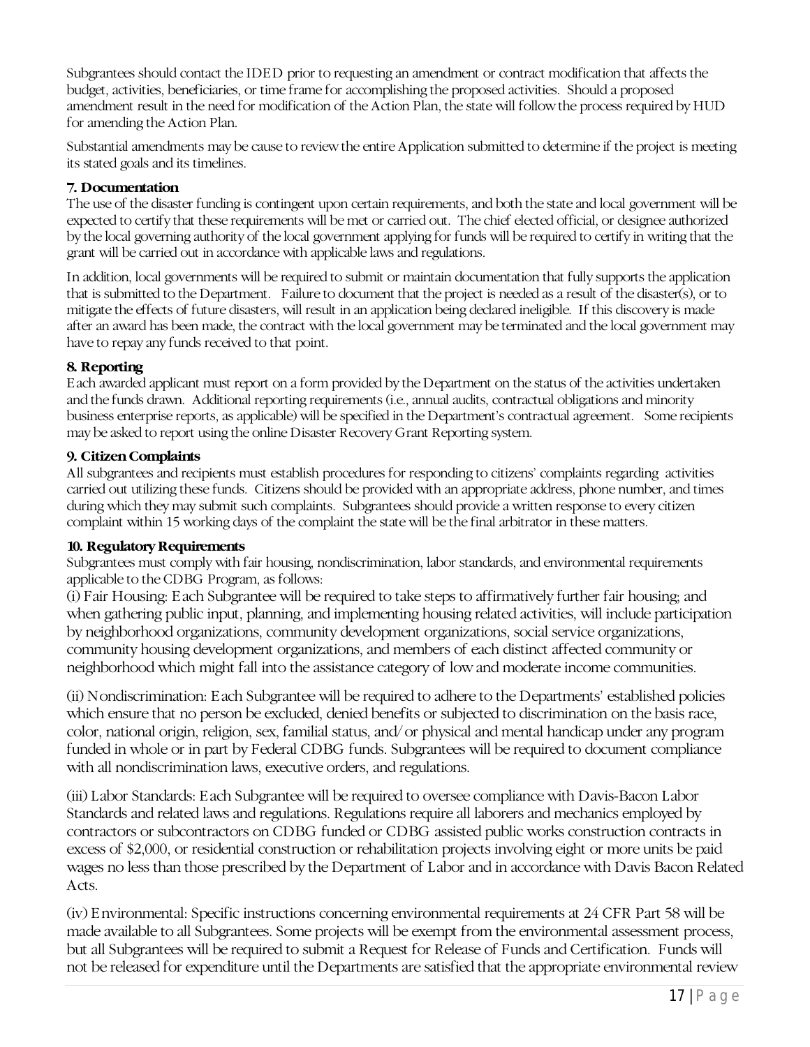Subgrantees should contact the IDED prior to requesting an amendment or contract modification that affects the budget, activities, beneficiaries, or time frame for accomplishing the proposed activities. Should a proposed amendment result in the need for modification of the Action Plan, the state will follow the process required by HUD for amending the Action Plan.

Substantial amendments may be cause to review the entire Application submitted to determine if the project is meeting its stated goals and its timelines.

**7. Documentation**

The use of the disaster funding is contingent upon certain requirements, and both the state and local government will be expected to certify that these requirements will be met or carried out. The chief elected official, or designee authorized by the local governing authority of the local government applying for funds will be required to certify in writing that the grant will be carried out in accordance with applicable laws and regulations.

In addition, local governments will be required to submit or maintain documentation that fully supports the application that is submitted to the Department. Failure to document that the project is needed as a result of the disaster(s), or to mitigate the effects of future disasters, will result in an application being declared ineligible. If this discovery is made after an award has been made, the contract with the local government may be terminated and the local government may have to repay any funds received to that point.

**8. Reporting**

Each awarded applicant must report on a form provided by the Department on the status of the activities undertaken and the funds drawn. Additional reporting requirements (i.e., annual audits, contractual obligations and minority business enterprise reports, as applicable) will be specified in the Department's contractual agreement. Some recipients may be asked to report using the online Disaster Recovery Grant Reporting system.

**9. Citizen Complaints**

All subgrantees and recipients must establish procedures for responding to citizens' complaints regarding activities carried out utilizing these funds. Citizens should be provided with an appropriate address, phone number, and times during which they may submit such complaints. Subgrantees should provide a written response to every citizen complaint within 15 working days of the complaint the state will be the final arbitrator in these matters.

**10. Regulatory Requirements**

Subgrantees must comply with fair housing, nondiscrimination, labor standards, and environmental requirements applicable to the CDBG Program, as follows:

(i) Fair Housing: Each Subgrantee will be required to take steps to affirmatively further fair housing; and when gathering public input, planning, and implementing housing related activities, will include participation by neighborhood organizations, community development organizations, social service organizations, community housing development organizations, and members of each distinct affected community or neighborhood which might fall into the assistance category of low and moderate income communities.

(ii) Nondiscrimination: Each Subgrantee will be required to adhere to the Departments' established policies which ensure that no person be excluded, denied benefits or subjected to discrimination on the basis race, color, national origin, religion, sex, familial status, and/or physical and mental handicap under any program funded in whole or in part by Federal CDBG funds. Subgrantees will be required to document compliance with all nondiscrimination laws, executive orders, and regulations.

(iii) Labor Standards: Each Subgrantee will be required to oversee compliance with Davis-Bacon Labor Standards and related laws and regulations. Regulations require all laborers and mechanics employed by contractors or subcontractors on CDBG funded or CDBG assisted public works construction contracts in excess of $2,000, or residential construction or rehabilitation projects involving eight or more units be paid wages no less than those prescribed by the Department of Labor and in accordance with Davis Bacon Related Acts.

(iv) Environmental: Specific instructions concerning environmental requirements at 24 CFR Part 58 will be made available to all Subgrantees. Some projects will be exempt from the environmental assessment process, but all Subgrantees will be required to submit a Request for Release of Funds and Certification. Funds will not be released for expenditure until the Departments are satisfied that the appropriate environmental review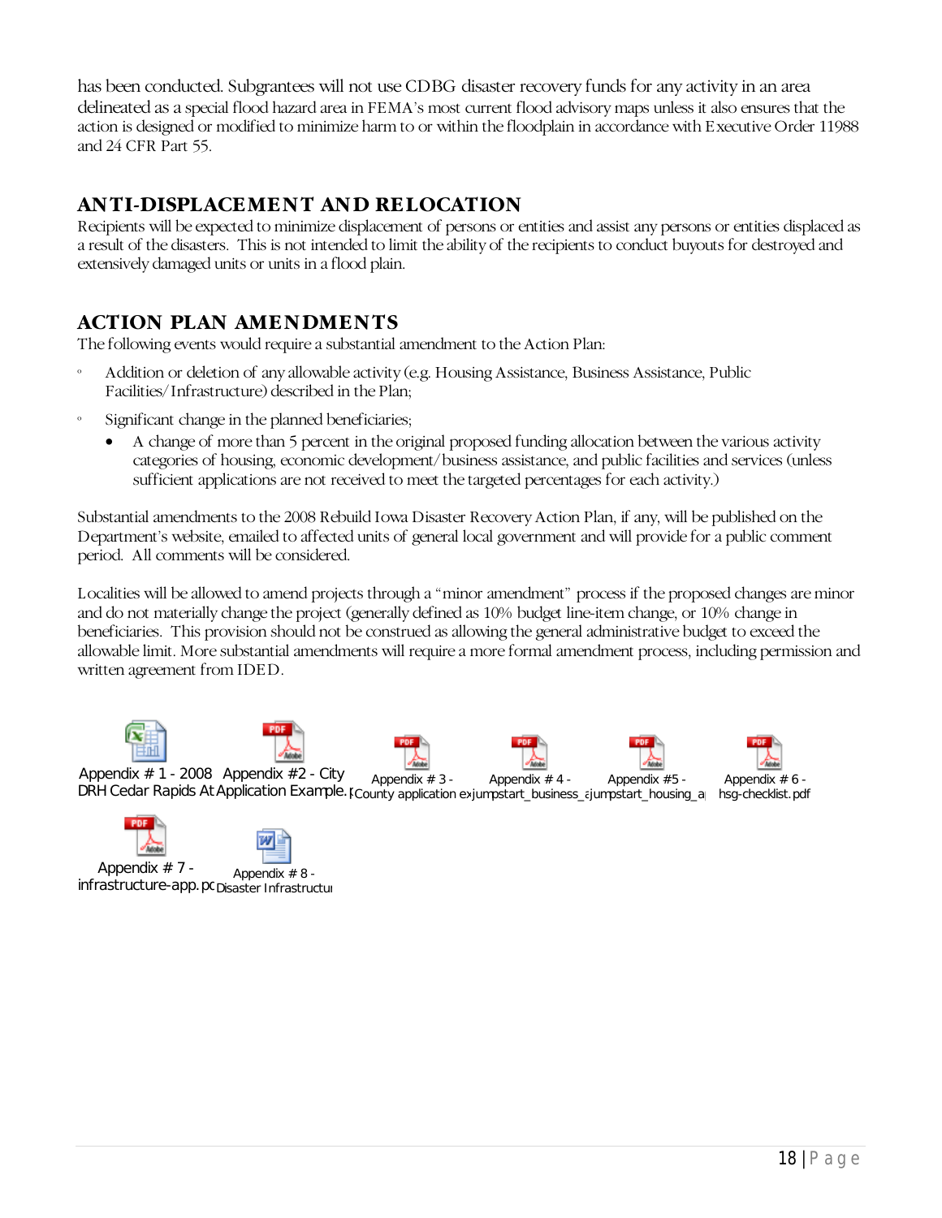has been conducted. Subgrantees will not use CDBG disaster recovery funds for any activity in an area delineated as a special flood hazard area in FEMA's most current flood advisory maps unless it also ensures that the action is designed or modified to minimize harm to or within the floodplain in accordance with Executive Order 11988 and 24 CFR Part 55.

## ANTI-DISPLACEMENT AND RELOCATION

Recipients will be expected to minimize displacement of persons or entities and assist any persons or entities displaced as a result of the disasters. This is not intended to limit the ability of the recipients to conduct buyouts for destroyed and extensively damaged units or units in a flood plain.

## ACTION PLAN AMENDMENTS

The following events would require a substantial amendment to the Action Plan:

- Addition or deletion of any allowable activity (e.g. Housing Assistance, Business Assistance, Public Facilities/Infrastructure) described in the Plan;
- Significant change in the planned beneficiaries;
  - A change of more than 5 percent in the original proposed funding allocation between the various activity categories of housing, economic development/business assistance, and public facilities and services (unless sufficient applications are not received to meet the targeted percentages for each activity.)

Substantial amendments to the 2008 Rebuild Iowa Disaster Recovery Action Plan, if any, will be published on the Department's website, emailed to affected units of general local government and will provide for a public comment period. All comments will be considered.

Localities will be allowed to amend projects through a "minor amendment" process if the proposed changes are minor and do not materially change the project (generally defined as 10% budget line-item change, or 10% change in beneficiaries. This provision should not be construed as allowing the general administrative budget to exceed the allowable limit. More substantial amendments will require a more formal amendment process, including permission and written agreement from IDED.

Appendix # 1 - 2008 DRH Cedar Rapids At

Appendix #2 - City Application Example.

Appendix # 3 - County application ex

Appendix # 4 - jumpstart_business_a

Appendix #5 - jumpstart_housing_a

Appendix # 6 - hsg-checklist.pdf

Appendix # 7 - infrastructure-app.pc

Appendix # 8 - Disaster Infrastructu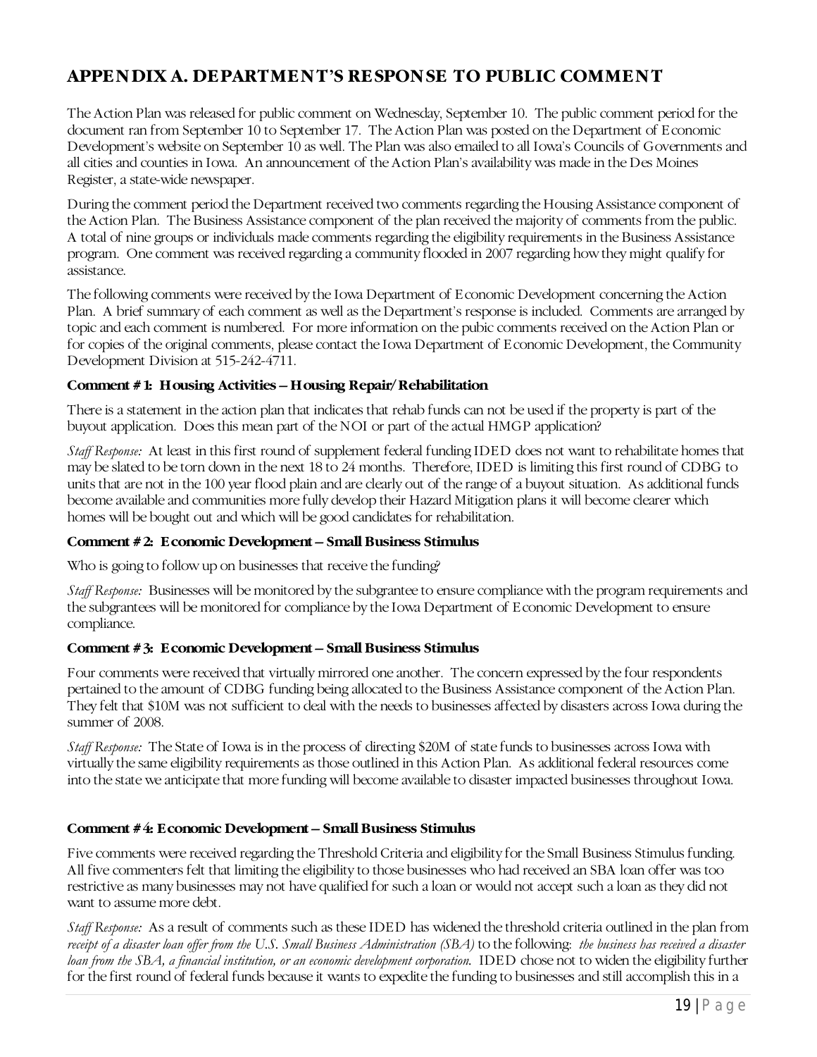# APPENDIX A. DEPARTMENT'S RESPONSE TO PUBLIC COMMENT

The Action Plan was released for public comment on Wednesday, September 10. The public comment period for the document ran from September 10 to September 17. The Action Plan was posted on the Department of Economic Development's website on September 10 as well. The Plan was also emailed to all Iowa's Councils of Governments and all cities and counties in Iowa. An announcement of the Action Plan's availability was made in the Des Moines Register, a state-wide newspaper.

During the comment period the Department received two comments regarding the Housing Assistance component of the Action Plan. The Business Assistance component of the plan received the majority of comments from the public. A total of nine groups or individuals made comments regarding the eligibility requirements in the Business Assistance program. One comment was received regarding a community flooded in 2007 regarding how they might qualify for assistance.

The following comments were received by the Iowa Department of Economic Development concerning the Action Plan. A brief summary of each comment as well as the Department's response is included. Comments are arranged by topic and each comment is numbered. For more information on the pubic comments received on the Action Plan or for copies of the original comments, please contact the Iowa Department of Economic Development, the Community Development Division at 515-242-4711.

**Comment #1: Housing Activities – Housing Repair/Rehabilitation**

There is a statement in the action plan that indicates that rehab funds can not be used if the property is part of the buyout application. Does this mean part of the NOI or part of the actual HMGP application?

*Staff Response:* At least in this first round of supplement federal funding IDED does not want to rehabilitate homes that may be slated to be torn down in the next 18 to 24 months. Therefore, IDED is limiting this first round of CDBG to units that are not in the 100 year flood plain and are clearly out of the range of a buyout situation. As additional funds become available and communities more fully develop their Hazard Mitigation plans it will become clearer which homes will be bought out and which will be good candidates for rehabilitation.

**Comment #2: Economic Development – Small Business Stimulus**

Who is going to follow up on businesses that receive the funding?

*Staff Response:* Businesses will be monitored by the subgrantee to ensure compliance with the program requirements and the subgrantees will be monitored for compliance by the Iowa Department of Economic Development to ensure compliance.

**Comment #3: Economic Development – Small Business Stimulus**

Four comments were received that virtually mirrored one another. The concern expressed by the four respondents pertained to the amount of CDBG funding being allocated to the Business Assistance component of the Action Plan. They felt that $10M was not sufficient to deal with the needs to businesses affected by disasters across Iowa during the summer of 2008.

*Staff Response:* The State of Iowa is in the process of directing $20M of state funds to businesses across Iowa with virtually the same eligibility requirements as those outlined in this Action Plan. As additional federal resources come into the state we anticipate that more funding will become available to disaster impacted businesses throughout Iowa.

**Comment #4: Economic Development – Small Business Stimulus**

Five comments were received regarding the Threshold Criteria and eligibility for the Small Business Stimulus funding. All five commenters felt that limiting the eligibility to those businesses who had received an SBA loan offer was too restrictive as many businesses may not have qualified for such a loan or would not accept such a loan as they did not want to assume more debt.

*Staff Response:* As a result of comments such as these IDED has widened the threshold criteria outlined in the plan from *receipt of a disaster loan offer from the U.S. Small Business Administration (SBA)* to the following: *the business has received a disaster loan from the SBA, a financial institution, or an economic development corporation.* IDED chose not to widen the eligibility further for the first round of federal funds because it wants to expedite the funding to businesses and still accomplish this in a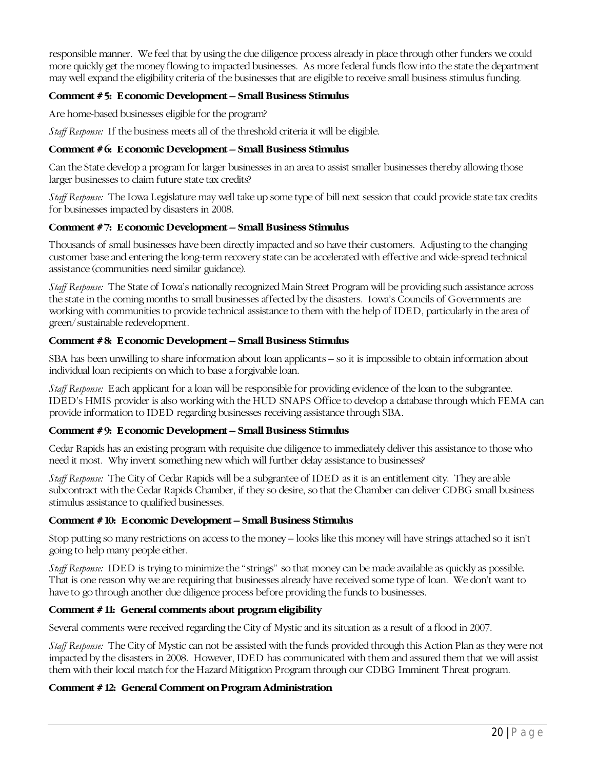responsible manner. We feel that by using the due diligence process already in place through other funders we could more quickly get the money flowing to impacted businesses. As more federal funds flow into the state the department may well expand the eligibility criteria of the businesses that are eligible to receive small business stimulus funding.

**Comment # 5: Economic Development – Small Business Stimulus**

Are home-based businesses eligible for the program?

*Staff Response:* If the business meets all of the threshold criteria it will be eligible.

**Comment # 6: Economic Development – Small Business Stimulus**

Can the State develop a program for larger businesses in an area to assist smaller businesses thereby allowing those larger businesses to claim future state tax credits?

*Staff Response:* The Iowa Legislature may well take up some type of bill next session that could provide state tax credits for businesses impacted by disasters in 2008.

**Comment # 7: Economic Development – Small Business Stimulus**

Thousands of small businesses have been directly impacted and so have their customers. Adjusting to the changing customer base and entering the long-term recovery state can be accelerated with effective and wide-spread technical assistance (communities need similar guidance).

*Staff Response:* The State of Iowa's nationally recognized Main Street Program will be providing such assistance across the state in the coming months to small businesses affected by the disasters. Iowa's Councils of Governments are working with communities to provide technical assistance to them with the help of IDED, particularly in the area of green/sustainable redevelopment.

**Comment # 8: Economic Development – Small Business Stimulus**

SBA has been unwilling to share information about loan applicants – so it is impossible to obtain information about individual loan recipients on which to base a forgivable loan.

*Staff Response:* Each applicant for a loan will be responsible for providing evidence of the loan to the subgrantee. IDED's HMIS provider is also working with the HUD SNAPS Office to develop a database through which FEMA can provide information to IDED regarding businesses receiving assistance through SBA.

**Comment # 9: Economic Development – Small Business Stimulus**

Cedar Rapids has an existing program with requisite due diligence to immediately deliver this assistance to those who need it most. Why invent something new which will further delay assistance to businesses?

*Staff Response:* The City of Cedar Rapids will be a subgrantee of IDED as it is an entitlement city. They are able subcontract with the Cedar Rapids Chamber, if they so desire, so that the Chamber can deliver CDBG small business stimulus assistance to qualified businesses.

**Comment # 10: Economic Development – Small Business Stimulus**

Stop putting so many restrictions on access to the money – looks like this money will have strings attached so it isn't going to help many people either.

*Staff Response:* IDED is trying to minimize the "strings" so that money can be made available as quickly as possible. That is one reason why we are requiring that businesses already have received some type of loan. We don't want to have to go through another due diligence process before providing the funds to businesses.

**Comment # 11: General comments about program eligibility**

Several comments were received regarding the City of Mystic and its situation as a result of a flood in 2007.

*Staff Response:* The City of Mystic can not be assisted with the funds provided through this Action Plan as they were not impacted by the disasters in 2008. However, IDED has communicated with them and assured them that we will assist them with their local match for the Hazard Mitigation Program through our CDBG Imminent Threat program.

**Comment # 12: General Comment on Program Administration**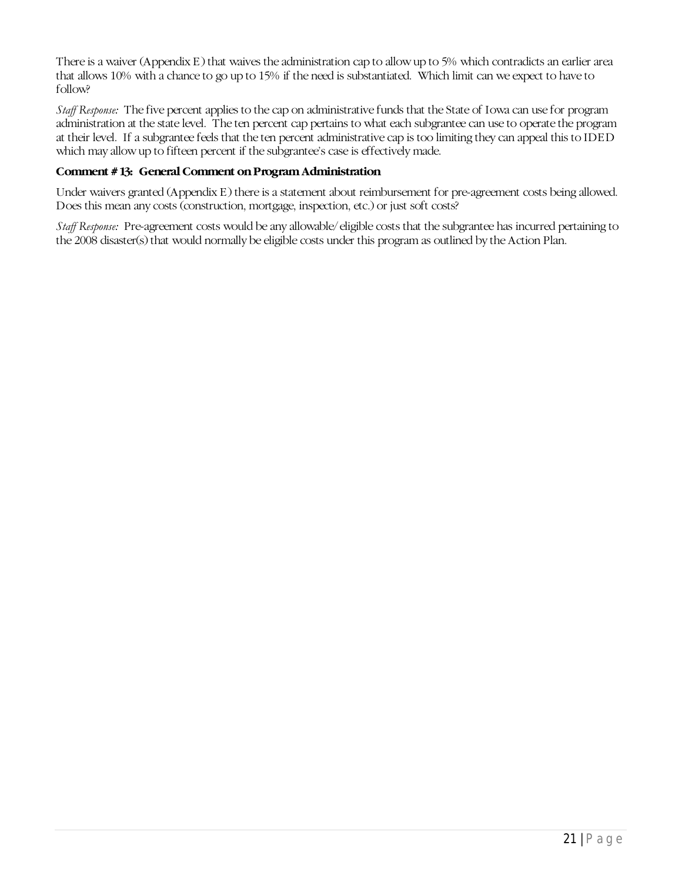There is a waiver (Appendix E) that waives the administration cap to allow up to 5% which contradicts an earlier area that allows 10% with a chance to go up to 15% if the need is substantiated. Which limit can we expect to have to follow?

*Staff Response:* The five percent applies to the cap on administrative funds that the State of Iowa can use for program administration at the state level. The ten percent cap pertains to what each subgrantee can use to operate the program at their level. If a subgrantee feels that the ten percent administrative cap is too limiting they can appeal this to IDED which may allow up to fifteen percent if the subgrantee's case is effectively made.

**Comment # 13: General Comment on Program Administration**

Under waivers granted (Appendix E) there is a statement about reimbursement for pre-agreement costs being allowed. Does this mean any costs (construction, mortgage, inspection, etc.) or just soft costs?

*Staff Response:* Pre-agreement costs would be any allowable/eligible costs that the subgrantee has incurred pertaining to the 2008 disaster(s) that would normally be eligible costs under this program as outlined by the Action Plan.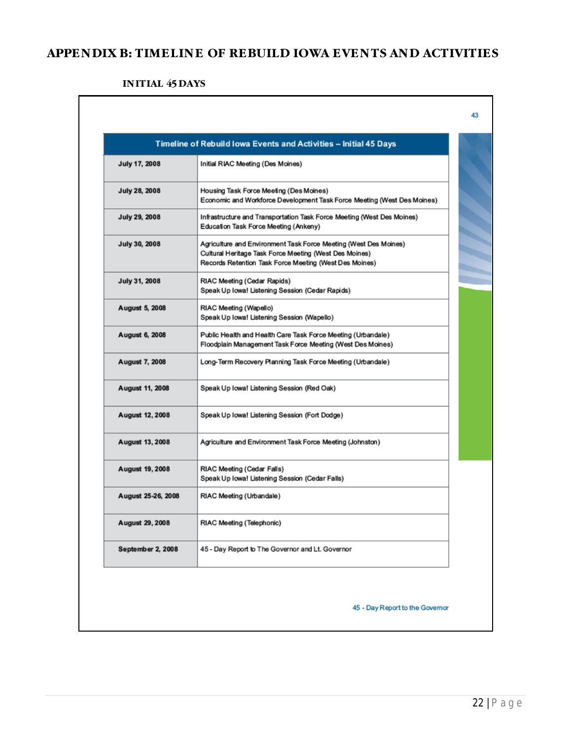# APPENDIX B: TIMELINE OF REBUILD IOWA EVENTS AND ACTIVITIES

### INITIAL 45 DAYS

| Timeline of Rebuild Iowa Events and Activities – Initial 45 Days | |
|---|---|
| **July 17, 2008** | Initial RIAC Meeting (Des Moines) |
| **July 28, 2008** | Housing Task Force Meeting (Des Moines)<br>Economic and Workforce Development Task Force Meeting (West Des Moines) |
| **July 29, 2008** | Infrastructure and Transportation Task Force Meeting (West Des Moines)<br>Education Task Force Meeting (Ankeny) |
| **July 30, 2008** | Agriculture and Environment Task Force Meeting (West Des Moines)<br>Cultural Heritage Task Force Meeting (West Des Moines)<br>Records Retention Task Force Meeting (West Des Moines) |
| **July 31, 2008** | RIAC Meeting (Cedar Rapids)<br>Speak Up Iowa! Listening Session (Cedar Rapids) |
| **August 5, 2008** | RIAC Meeting (Wapello)<br>Speak Up Iowa! Listening Session (Wapello) |
| **August 6, 2008** | Public Health and Health Care Task Force Meeting (Urbandale)<br>Floodplain Management Task Force Meeting (West Des Moines) |
| **August 7, 2008** | Long-Term Recovery Planning Task Force Meeting (Urbandale) |
| **August 11, 2008** | Speak Up Iowa! Listening Session (Red Oak) |
| **August 12, 2008** | Speak Up Iowa! Listening Session (Fort Dodge) |
| **August 13, 2008** | Agriculture and Environment Task Force Meeting (Johnston) |
| **August 19, 2008** | RIAC Meeting (Cedar Falls)<br>Speak Up Iowa! Listening Session (Cedar Falls) |
| **August 25-26, 2008** | RIAC Meeting (Urbandale) |
| **August 29, 2008** | RIAC Meeting (Telephonic) |
| **September 2, 2008** | 45 - Day Report to The Governor and Lt. Governor |

45 - Day Report to the Governor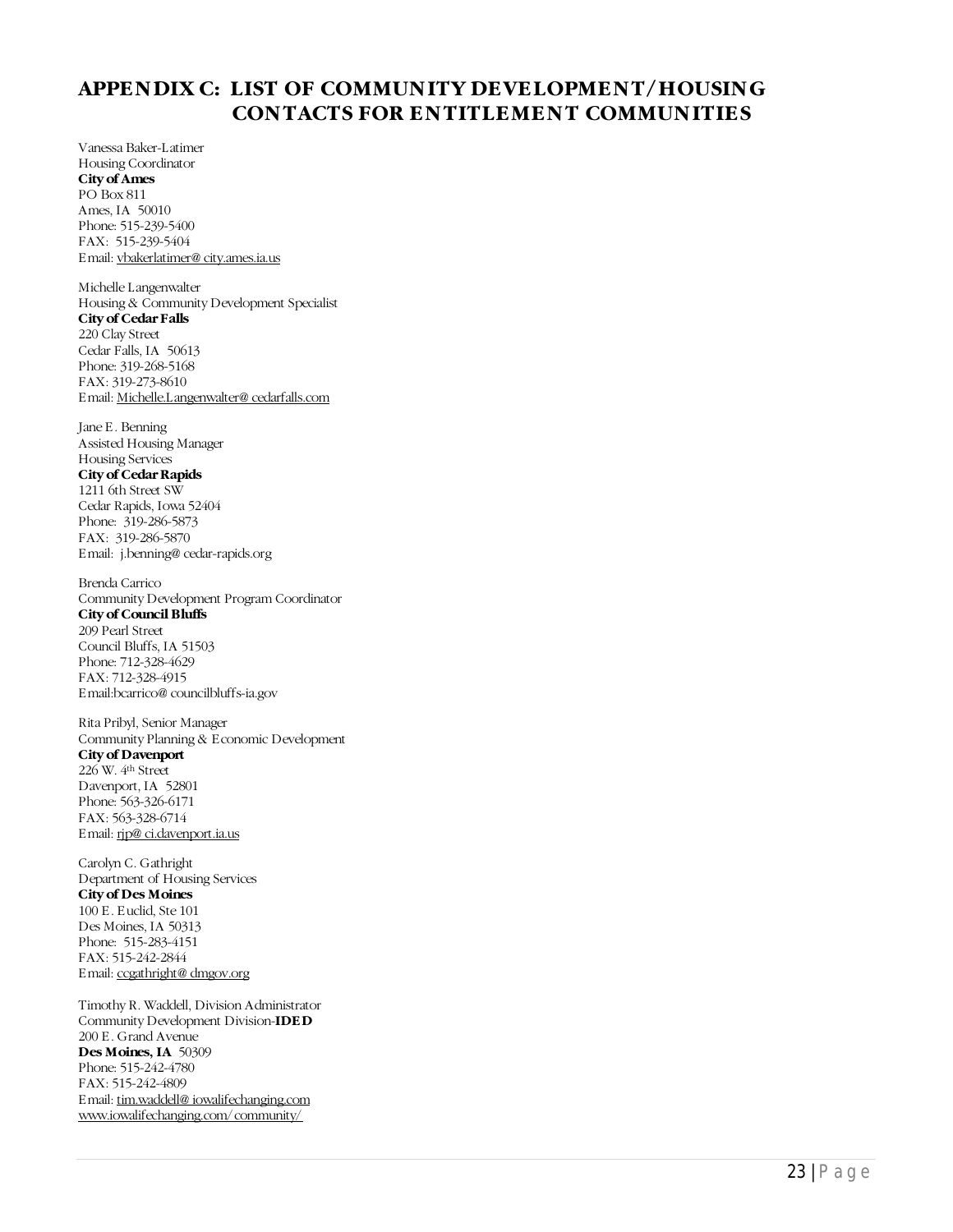# APPENDIX C: LIST OF COMMUNITY DEVELOPMENT/HOUSING CONTACTS FOR ENTITLEMENT COMMUNITIES

Vanessa Baker-Latimer
Housing Coordinator
**City of Ames**
PO Box 811
Ames, IA 50010
Phone: 515-239-5400
FAX: 515-239-5404
Email: vbakerlatimer@city.ames.ia.us

Michelle Langenwalter
Housing & Community Development Specialist
**City of Cedar Falls**
220 Clay Street
Cedar Falls, IA 50613
Phone: 319-268-5168
FAX: 319-273-8610
Email: Michelle.Langenwalter@cedarfalls.com

Jane E. Benning
Assisted Housing Manager
Housing Services
**City of Cedar Rapids**
1211 6th Street SW
Cedar Rapids, Iowa 52404
Phone: 319-286-5873
FAX: 319-286-5870
Email: j.benning@cedar-rapids.org

Brenda Carrico
Community Development Program Coordinator
**City of Council Bluffs**
209 Pearl Street
Council Bluffs, IA 51503
Phone: 712-328-4629
FAX: 712-328-4915
Email:bcarrico@councilbluffs-ia.gov

Rita Pribyl, Senior Manager
Community Planning & Economic Development
**City of Davenport**
226 W. 4th Street
Davenport, IA 52801
Phone: 563-326-6171
FAX: 563-328-6714
Email: rjp@ci.davenport.ia.us

Carolyn C. Gathright
Department of Housing Services
**City of Des Moines**
100 E. Euclid, Ste 101
Des Moines, IA 50313
Phone: 515-283-4151
FAX: 515-242-2844
Email: ccgathright@dmgov.org

Timothy R. Waddell, Division Administrator
Community Development Division-**IDED**
200 E. Grand Avenue
**Des Moines, IA** 50309
Phone: 515-242-4780
FAX: 515-242-4809
Email: tim.waddell@iowalifechanging.com
www.iowalifechanging.com/community/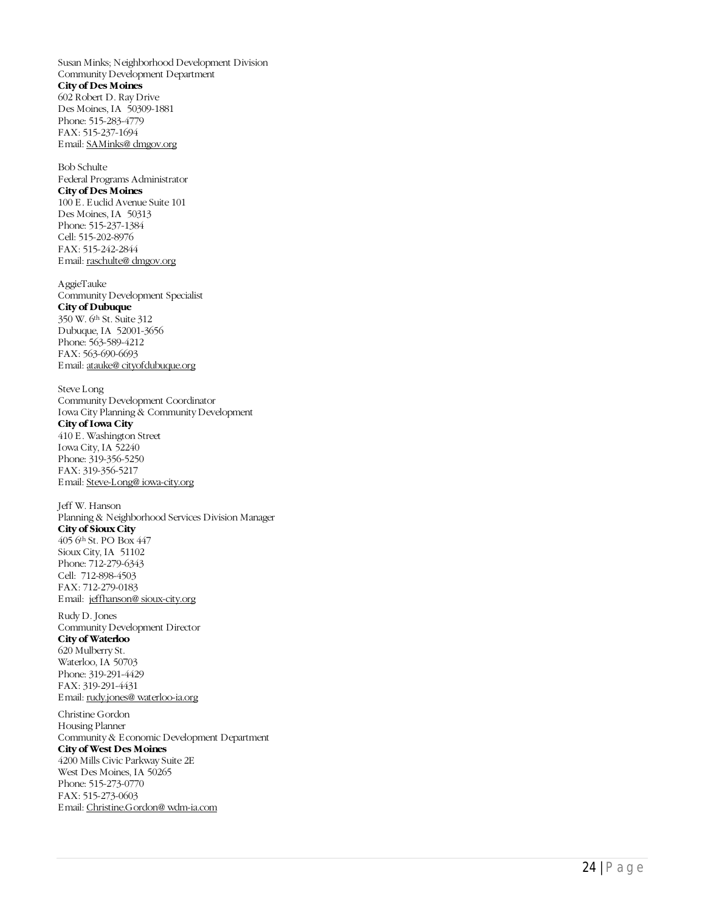Susan Minks; Neighborhood Development Division
Community Development Department
**City of Des Moines**
602 Robert D. Ray Drive
Des Moines, IA 50309-1881
Phone: 515-283-4779
FAX: 515-237-1694
Email: SAMinks@dmgov.org

Bob Schulte
Federal Programs Administrator
**City of Des Moines**
100 E. Euclid Avenue Suite 101
Des Moines, IA 50313
Phone: 515-237-1384
Cell: 515-202-8976
FAX: 515-242-2844
Email: raschulte@dmgov.org

AggieTauke
Community Development Specialist
**City of Dubuque**
350 W. 6th St. Suite 312
Dubuque, IA 52001-3656
Phone: 563-589-4212
FAX: 563-690-6693
Email: atauke@cityofdubuque.org

Steve Long
Community Development Coordinator
Iowa City Planning & Community Development
**City of Iowa City**
410 E. Washington Street
Iowa City, IA 52240
Phone: 319-356-5250
FAX: 319-356-5217
Email: Steve-Long@iowa-city.org

Jeff W. Hanson
Planning & Neighborhood Services Division Manager
**City of Sioux City**
405 6th St. PO Box 447
Sioux City, IA 51102
Phone: 712-279-6343
Cell: 712-898-4503
FAX: 712-279-0183
Email: jeffhanson@sioux-city.org

Rudy D. Jones
Community Development Director
**City of Waterloo**
620 Mulberry St.
Waterloo, IA 50703
Phone: 319-291-4429
FAX: 319-291-4431
Email: rudy.jones@waterloo-ia.org

Christine Gordon
Housing Planner
Community & Economic Development Department
**City of West Des Moines**
4200 Mills Civic Parkway Suite 2E
West Des Moines, IA 50265
Phone: 515-273-0770
FAX: 515-273-0603
Email: Christine.Gordon@wdm-ia.com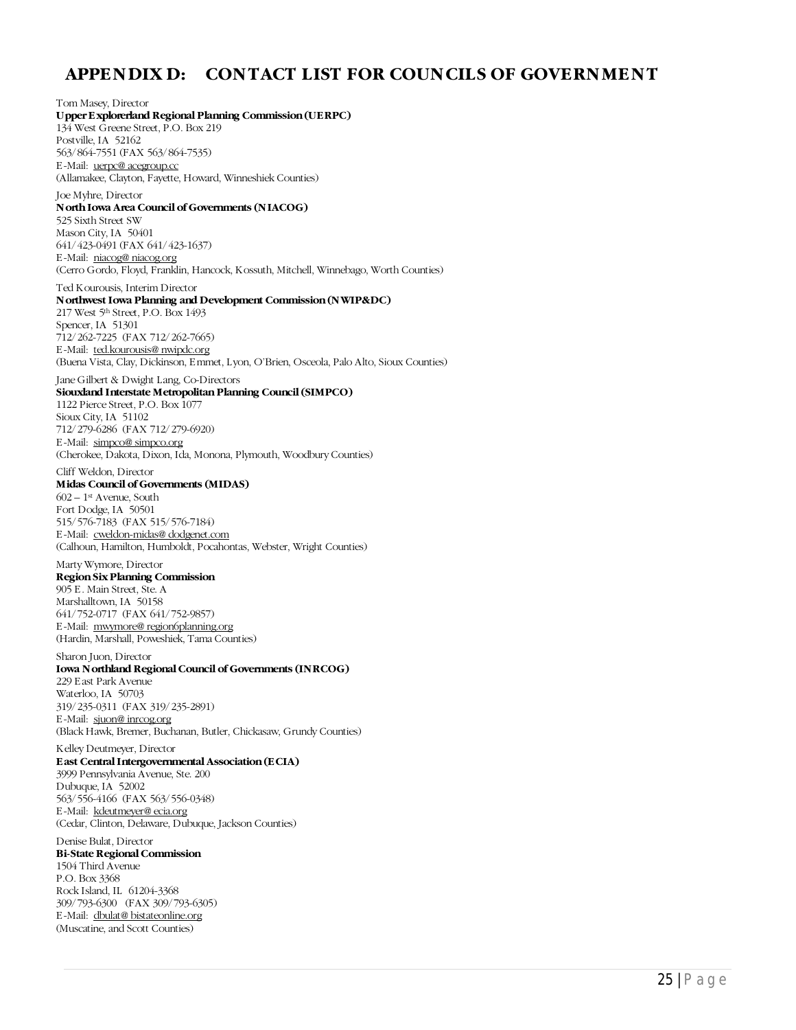## APPENDIX D: CONTACT LIST FOR COUNCILS OF GOVERNMENT

Tom Masey, Director
**Upper Explorerland Regional Planning Commission (UERPC)**
134 West Greene Street, P.O. Box 219
Postville, IA 52162
563/864-7551 (FAX 563/864-7535)
E-Mail: uerpc@acegroup.cc
(Allamakee, Clayton, Fayette, Howard, Winneshiek Counties)

Joe Myhre, Director
**North Iowa Area Council of Governments (NIACOG)**
525 Sixth Street SW
Mason City, IA 50401
641/423-0491 (FAX 641/423-1637)
E-Mail: niacog@niacog.org
(Cerro Gordo, Floyd, Franklin, Hancock, Kossuth, Mitchell, Winnebago, Worth Counties)

Ted Kourousis, Interim Director
**Northwest Iowa Planning and Development Commission (NWIP&DC)**
217 West 5th Street, P.O. Box 1493
Spencer, IA 51301
712/262-7225 (FAX 712/262-7665)
E-Mail: ted.kourousis@nwipdc.org
(Buena Vista, Clay, Dickinson, Emmet, Lyon, O'Brien, Osceola, Palo Alto, Sioux Counties)

Jane Gilbert & Dwight Lang, Co-Directors
**Siouxland Interstate Metropolitan Planning Council (SIMPCO)**
1122 Pierce Street, P.O. Box 1077
Sioux City, IA 51102
712/279-6286 (FAX 712/279-6920)
E-Mail: simpco@simpco.org
(Cherokee, Dakota, Dixon, Ida, Monona, Plymouth, Woodbury Counties)

Cliff Weldon, Director
**Midas Council of Governments (MIDAS)**
602 – 1st Avenue, South
Fort Dodge, IA 50501
515/576-7183 (FAX 515/576-7184)
E-Mail: cweldon-midas@dodgenet.com
(Calhoun, Hamilton, Humboldt, Pocahontas, Webster, Wright Counties)

Marty Wymore, Director
**Region Six Planning Commission**
905 E. Main Street, Ste. A
Marshalltown, IA 50158
641/752-0717 (FAX 641/752-9857)
E-Mail: mwymore@region6planning.org
(Hardin, Marshall, Poweshiek, Tama Counties)

Sharon Juon, Director
**Iowa Northland Regional Council of Governments (INRCOG)**
229 East Park Avenue
Waterloo, IA 50703
319/235-0311 (FAX 319/235-2891)
E-Mail: sjuon@inrcog.org
(Black Hawk, Bremer, Buchanan, Butler, Chickasaw, Grundy Counties)

Kelley Deutmeyer, Director
**East Central Intergovernmental Association (ECIA)**
3999 Pennsylvania Avenue, Ste. 200
Dubuque, IA 52002
563/556-4166 (FAX 563/556-0348)
E-Mail: kdeutmeyer@ecia.org
(Cedar, Clinton, Delaware, Dubuque, Jackson Counties)

Denise Bulat, Director
**Bi-State Regional Commission**
1504 Third Avenue
P.O. Box 3368
Rock Island, IL 61204-3368
309/793-6300 (FAX 309/793-6305)
E-Mail: dbulat@bistateonline.org
(Muscatine, and Scott Counties)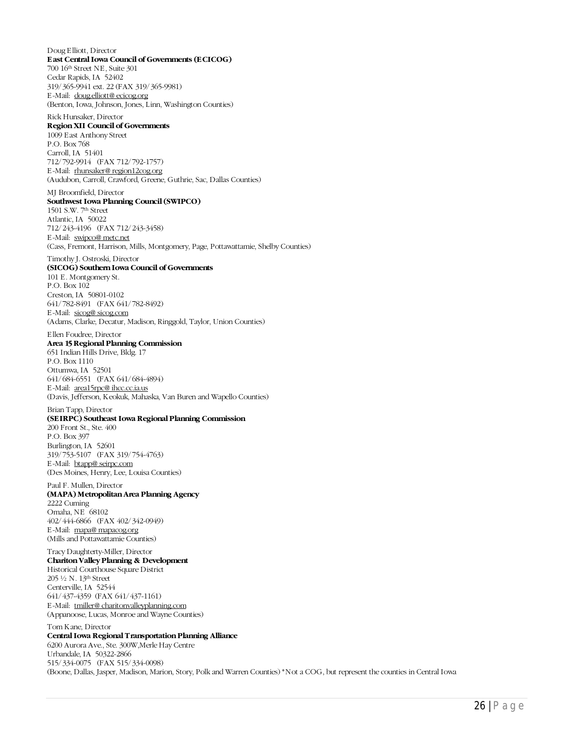Doug Elliott, Director
**East Central Iowa Council of Governments (ECICOG)**
700 16th Street NE, Suite 301
Cedar Rapids, IA 52402
319/365-9941 ext. 22 (FAX 319/365-9981)
E-Mail: doug.elliott@ecicog.org
(Benton, Iowa, Johnson, Jones, Linn, Washington Counties)

Rick Hunsaker, Director
**Region XII Council of Governments**
1009 East Anthony Street
P.O. Box 768
Carroll, IA 51401
712/792-9914 (FAX 712/792-1757)
E-Mail: rhunsaker@region12cog.org
(Audubon, Carroll, Crawford, Greene, Guthrie, Sac, Dallas Counties)

MJ Broomfield, Director
**Southwest Iowa Planning Council (SWIPCO)**
1501 S.W. 7th Street
Atlantic, IA 50022
712/243-4196 (FAX 712/243-3458)
E-Mail: swipco@metc.net
(Cass, Fremont, Harrison, Mills, Montgomery, Page, Pottawattamie, Shelby Counties)

Timothy J. Ostroski, Director
**(SICOG) Southern Iowa Council of Governments**
101 E. Montgomery St.
P.O. Box 102
Creston, IA 50801-0102
641/782-8491 (FAX 641/782-8492)
E-Mail: sicog@sicog.com
(Adams, Clarke, Decatur, Madison, Ringgold, Taylor, Union Counties)

Ellen Foudree, Director
**Area 15 Regional Planning Commission**
651 Indian Hills Drive, Bldg. 17
P.O. Box 1110
Ottumwa, IA 52501
641/684-6551 (FAX 641/684-4894)
E-Mail: area15rpc@ihcc.cc.ia.us
(Davis, Jefferson, Keokuk, Mahaska, Van Buren and Wapello Counties)

Brian Tapp, Director
**(SEIRPC) Southeast Iowa Regional Planning Commission**
200 Front St., Ste. 400
P.O. Box 397
Burlington, IA 52601
319/753-5107 (FAX 319/754-4763)
E-Mail: btapp@seirpc.com
(Des Moines, Henry, Lee, Louisa Counties)

Paul F. Mullen, Director
**(MAPA) Metropolitan Area Planning Agency**
2222 Cuming
Omaha, NE 68102
402/444-6866 (FAX 402/342-0949)
E-Mail: mapa@mapacog.org
(Mills and Pottawattamie Counties)

Tracy Daughterty-Miller, Director
**Chariton Valley Planning & Development**
Historical Courthouse Square District
205 ½ N. 13th Street
Centerville, IA 52544
641/437-4359 (FAX 641/437-1161)
E-Mail: tmiller@charitonvalleyplanning.com
(Appanoose, Lucas, Monroe and Wayne Counties)

Tom Kane, Director
**Central Iowa Regional Transportation Planning Alliance**
6200 Aurora Ave., Ste. 300W,Merle Hay Centre
Urbandale, IA 50322-2866
515/334-0075 (FAX 515/334-0098)
(Boone, Dallas, Jasper, Madison, Marion, Story, Polk and Warren Counties) *Not a COG, but represent the counties in Central Iowa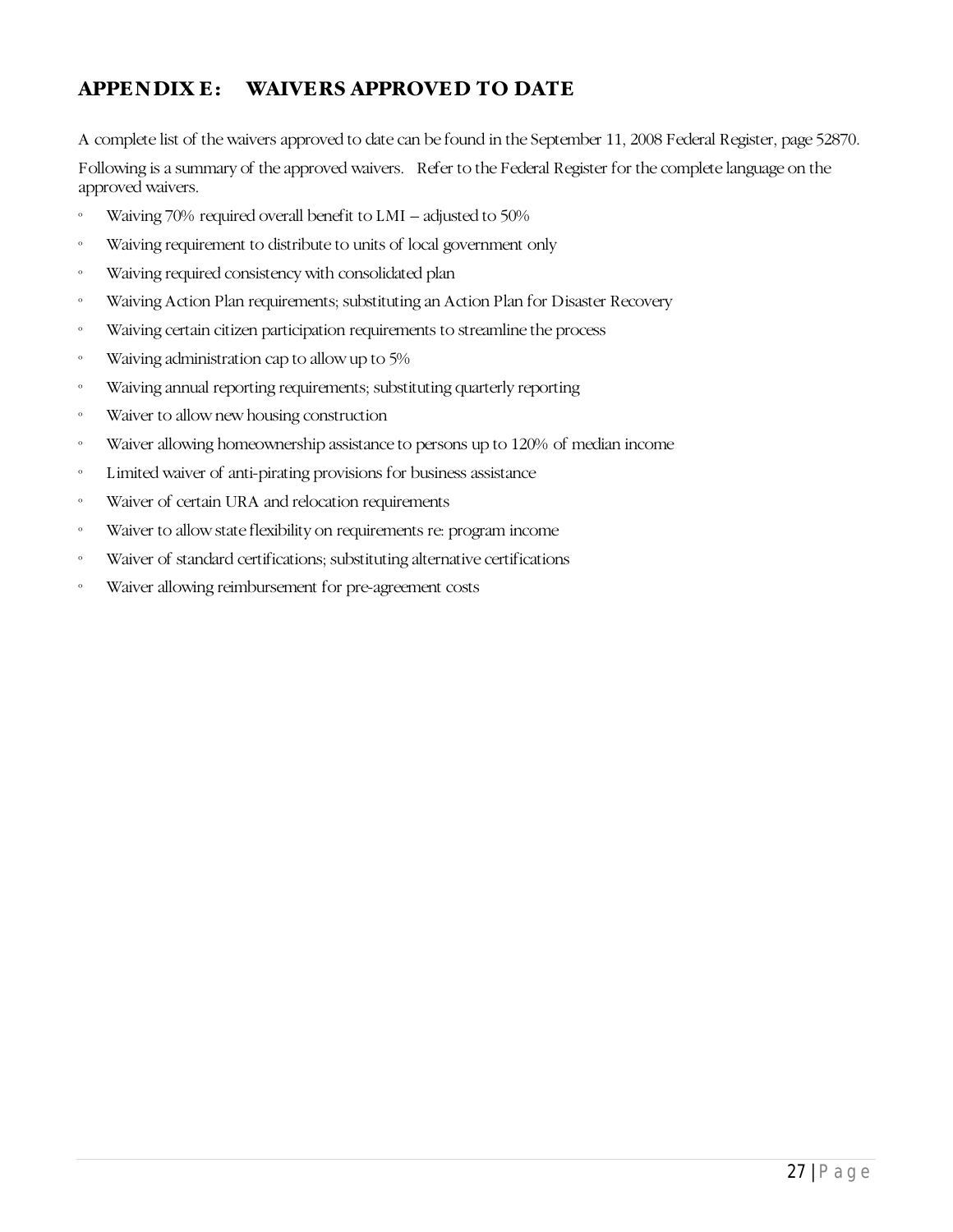## APPENDIX E: WAIVERS APPROVED TO DATE

A complete list of the waivers approved to date can be found in the September 11, 2008 Federal Register, page 52870.

Following is a summary of the approved waivers. Refer to the Federal Register for the complete language on the approved waivers.

- Waiving 70% required overall benefit to LMI – adjusted to 50%
- Waiving requirement to distribute to units of local government only
- Waiving required consistency with consolidated plan
- Waiving Action Plan requirements; substituting an Action Plan for Disaster Recovery
- Waiving certain citizen participation requirements to streamline the process
- Waiving administration cap to allow up to 5%
- Waiving annual reporting requirements; substituting quarterly reporting
- Waiver to allow new housing construction
- Waiver allowing homeownership assistance to persons up to 120% of median income
- Limited waiver of anti-pirating provisions for business assistance
- Waiver of certain URA and relocation requirements
- Waiver to allow state flexibility on requirements re: program income
- Waiver of standard certifications; substituting alternative certifications
- Waiver allowing reimbursement for pre-agreement costs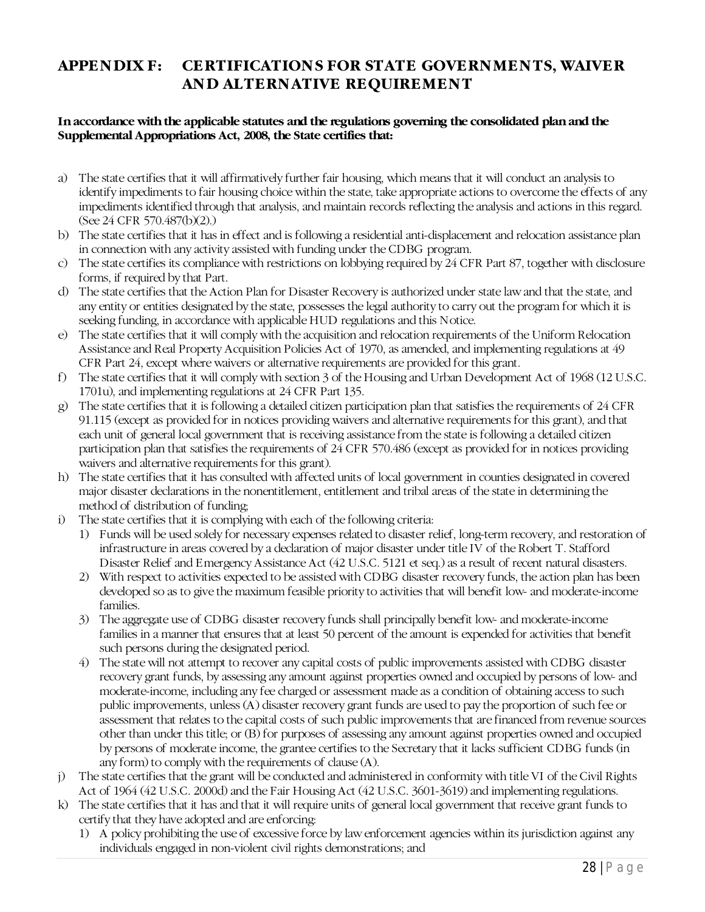# APPENDIX F: CERTIFICATIONS FOR STATE GOVERNMENTS, WAIVER AND ALTERNATIVE REQUIREMENT

**In accordance with the applicable statutes and the regulations governing the consolidated plan and the Supplemental Appropriations Act, 2008, the State certifies that:**

a) The state certifies that it will affirmatively further fair housing, which means that it will conduct an analysis to identify impediments to fair housing choice within the state, take appropriate actions to overcome the effects of any impediments identified through that analysis, and maintain records reflecting the analysis and actions in this regard. (See 24 CFR 570.487(b)(2).)

b) The state certifies that it has in effect and is following a residential anti-displacement and relocation assistance plan in connection with any activity assisted with funding under the CDBG program.

c) The state certifies its compliance with restrictions on lobbying required by 24 CFR Part 87, together with disclosure forms, if required by that Part.

d) The state certifies that the Action Plan for Disaster Recovery is authorized under state law and that the state, and any entity or entities designated by the state, possesses the legal authority to carry out the program for which it is seeking funding, in accordance with applicable HUD regulations and this Notice.

e) The state certifies that it will comply with the acquisition and relocation requirements of the Uniform Relocation Assistance and Real Property Acquisition Policies Act of 1970, as amended, and implementing regulations at 49 CFR Part 24, except where waivers or alternative requirements are provided for this grant.

f) The state certifies that it will comply with section 3 of the Housing and Urban Development Act of 1968 (12 U.S.C. 1701u), and implementing regulations at 24 CFR Part 135.

g) The state certifies that it is following a detailed citizen participation plan that satisfies the requirements of 24 CFR 91.115 (except as provided for in notices providing waivers and alternative requirements for this grant), and that each unit of general local government that is receiving assistance from the state is following a detailed citizen participation plan that satisfies the requirements of 24 CFR 570.486 (except as provided for in notices providing waivers and alternative requirements for this grant).

h) The state certifies that it has consulted with affected units of local government in counties designated in covered major disaster declarations in the nonentitlement, entitlement and tribal areas of the state in determining the method of distribution of funding;

i) The state certifies that it is complying with each of the following criteria:
   1) Funds will be used solely for necessary expenses related to disaster relief, long-term recovery, and restoration of infrastructure in areas covered by a declaration of major disaster under title IV of the Robert T. Stafford Disaster Relief and Emergency Assistance Act (42 U.S.C. 5121 et seq.) as a result of recent natural disasters.
   2) With respect to activities expected to be assisted with CDBG disaster recovery funds, the action plan has been developed so as to give the maximum feasible priority to activities that will benefit low- and moderate-income families.
   3) The aggregate use of CDBG disaster recovery funds shall principally benefit low- and moderate-income families in a manner that ensures that at least 50 percent of the amount is expended for activities that benefit such persons during the designated period.
   4) The state will not attempt to recover any capital costs of public improvements assisted with CDBG disaster recovery grant funds, by assessing any amount against properties owned and occupied by persons of low- and moderate-income, including any fee charged or assessment made as a condition of obtaining access to such public improvements, unless (A) disaster recovery grant funds are used to pay the proportion of such fee or assessment that relates to the capital costs of such public improvements that are financed from revenue sources other than under this title; or (B) for purposes of assessing any amount against properties owned and occupied by persons of moderate income, the grantee certifies to the Secretary that it lacks sufficient CDBG funds (in any form) to comply with the requirements of clause (A).

j) The state certifies that the grant will be conducted and administered in conformity with title VI of the Civil Rights Act of 1964 (42 U.S.C. 2000d) and the Fair Housing Act (42 U.S.C. 3601-3619) and implementing regulations.

k) The state certifies that it has and that it will require units of general local government that receive grant funds to certify that they have adopted and are enforcing:
   1) A policy prohibiting the use of excessive force by law enforcement agencies within its jurisdiction against any individuals engaged in non-violent civil rights demonstrations; and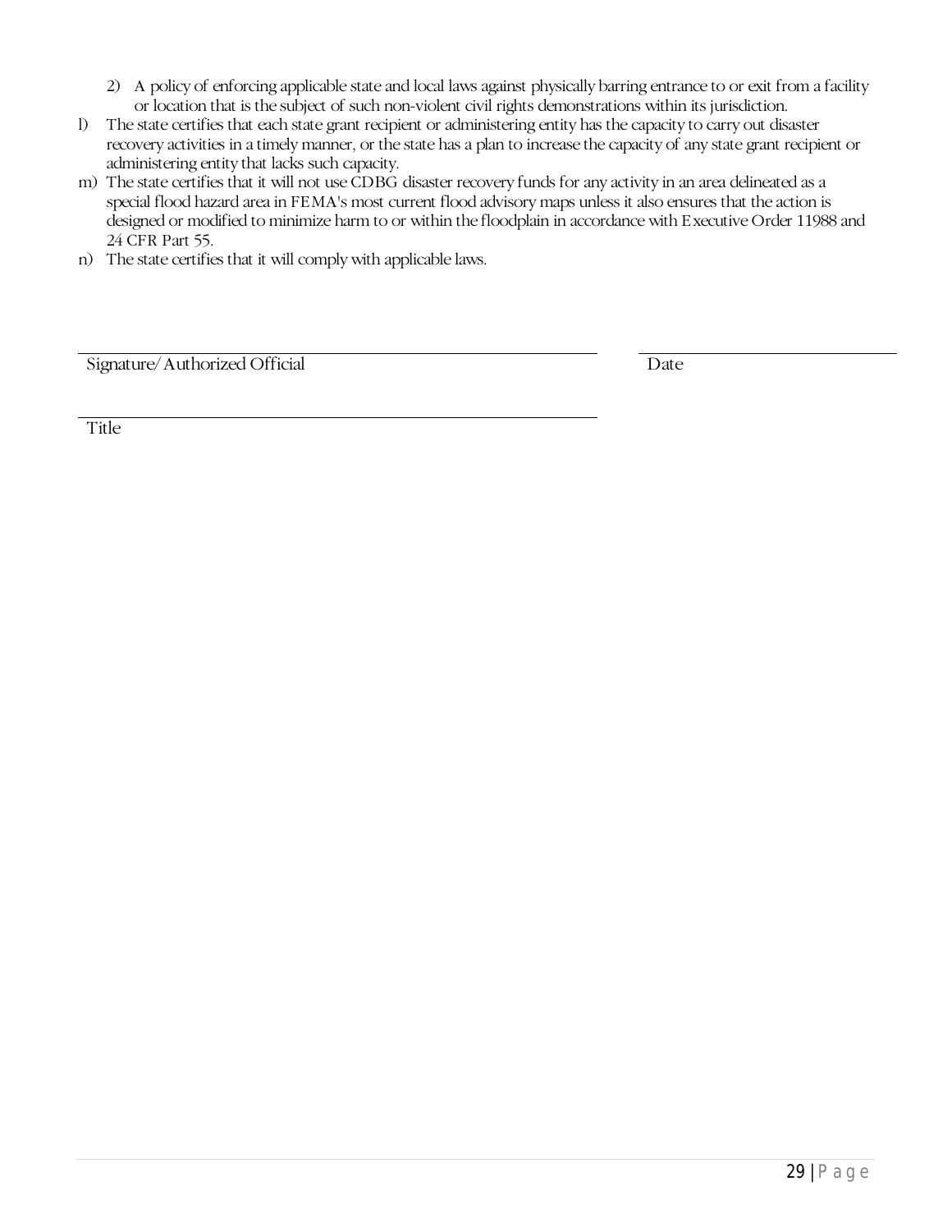2) A policy of enforcing applicable state and local laws against physically barring entrance to or exit from a facility or location that is the subject of such non-violent civil rights demonstrations within its jurisdiction.

l) The state certifies that each state grant recipient or administering entity has the capacity to carry out disaster recovery activities in a timely manner, or the state has a plan to increase the capacity of any state grant recipient or administering entity that lacks such capacity.

m) The state certifies that it will not use CDBG disaster recovery funds for any activity in an area delineated as a special flood hazard area in FEMA's most current flood advisory maps unless it also ensures that the action is designed or modified to minimize harm to or within the floodplain in accordance with Executive Order 11988 and 24 CFR Part 55.

n) The state certifies that it will comply with applicable laws.

\_\_\_\_\_\_\_\_\_\_\_\_\_\_\_\_\_\_\_\_\_\_\_\_\_\_\_\_\_\_\_\_\_\_\_\_\_\_\_\_\_\_ \_\_\_\_\_\_\_\_\_\_\_\_\_\_\_\_\_\_\_\_
Signature/Authorized Official Date

\_\_\_\_\_\_\_\_\_\_\_\_\_\_\_\_\_\_\_\_\_\_\_\_\_\_\_\_\_\_\_\_\_\_\_\_\_\_\_\_\_\_
Title